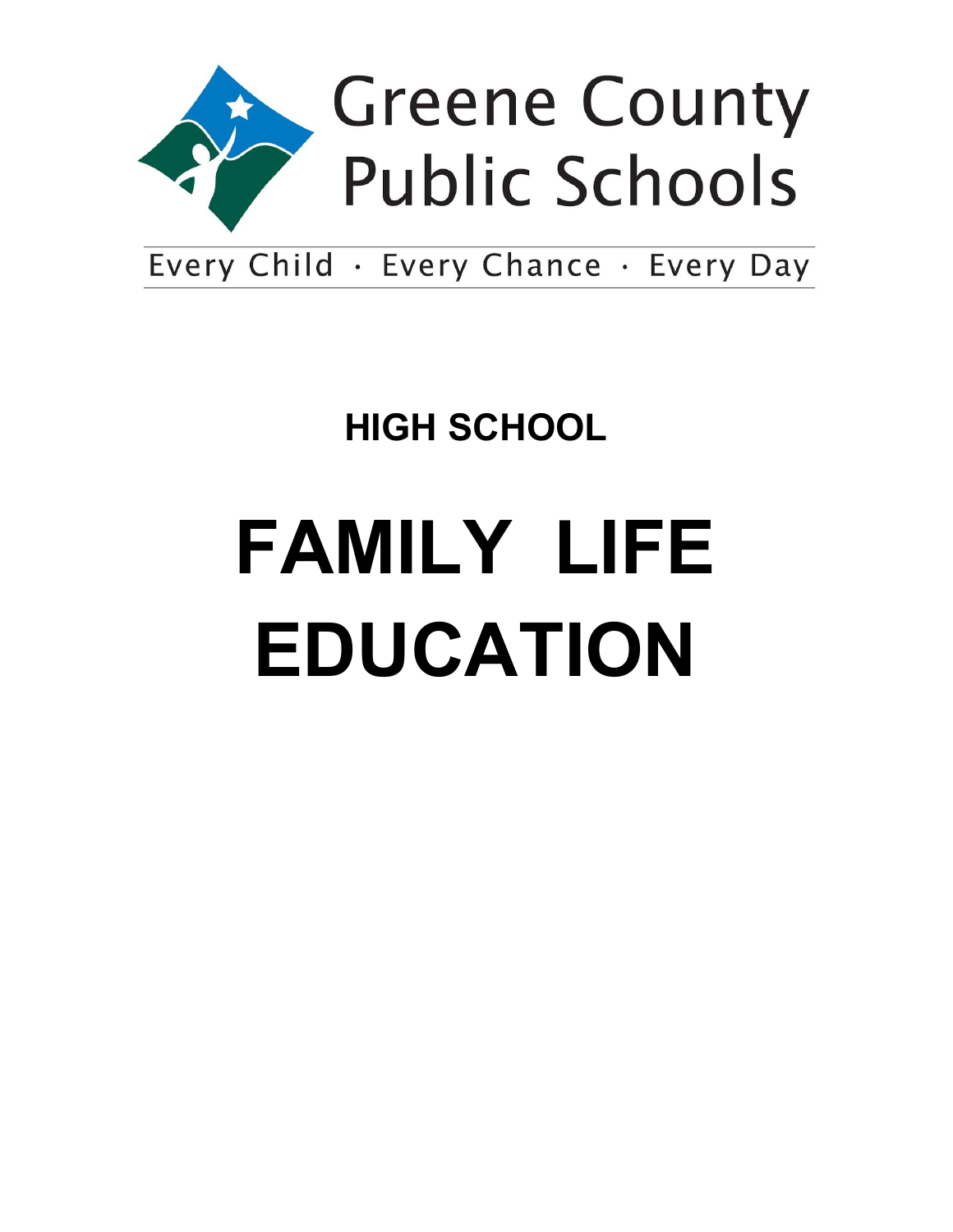Greene County Public Schools

Every Child · Every Chance · Every Day

## HIGH SCHOOL

# FAMILY LIFE EDUCATION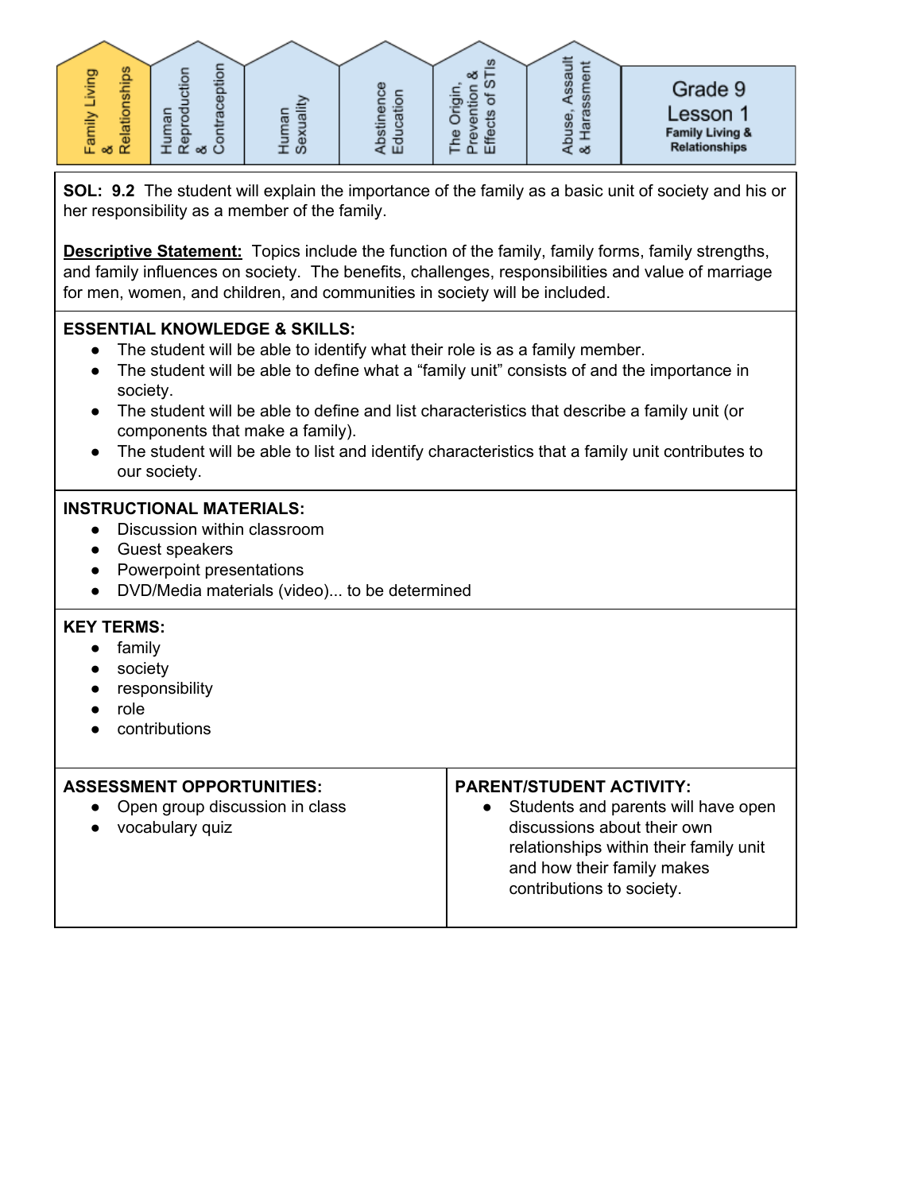Family Living & Relationships | Human Reproduction & Contraception | Human Sexuality | Abstinence Education | The Origin, Prevention & Effects of STIs | Abuse, Assault & Harassment

## Grade 9 Lesson 1
**Family Living & Relationships**

**SOL: 9.2** The student will explain the importance of the family as a basic unit of society and his or her responsibility as a member of the family.

**Descriptive Statement:** Topics include the function of the family, family forms, family strengths, and family influences on society. The benefits, challenges, responsibilities and value of marriage for men, women, and children, and communities in society will be included.

**ESSENTIAL KNOWLEDGE & SKILLS:**

- The student will be able to identify what their role is as a family member.
- The student will be able to define what a "family unit" consists of and the importance in society.
- The student will be able to define and list characteristics that describe a family unit (or components that make a family).
- The student will be able to list and identify characteristics that a family unit contributes to our society.

**INSTRUCTIONAL MATERIALS:**

- Discussion within classroom
- Guest speakers
- Powerpoint presentations
- DVD/Media materials (video)... to be determined

**KEY TERMS:**

- family
- society
- responsibility
- role
- contributions

**ASSESSMENT OPPORTUNITIES:**

- Open group discussion in class
- vocabulary quiz

**PARENT/STUDENT ACTIVITY:**

- Students and parents will have open discussions about their own relationships within their family unit and how their family makes contributions to society.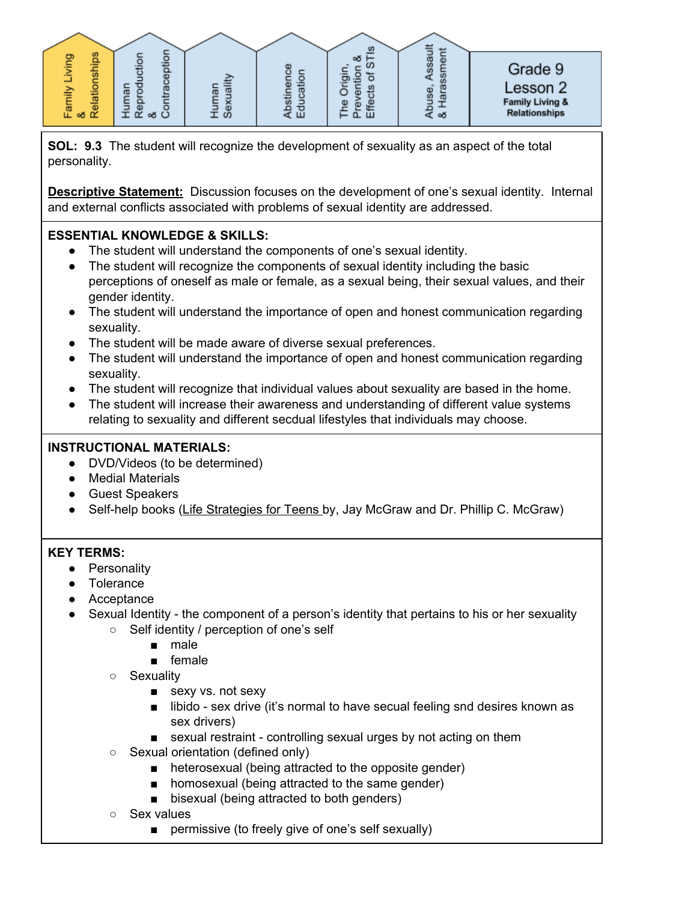Family Living & Relationships | Human Reproduction & Contraception | Human Sexuality | Abstinence Education | The Origin, Prevention & Effects of STIs | Abuse, Assault & Harassment

**Grade 9**
**Lesson 2**
**Family Living & Relationships**

**SOL: 9.3** The student will recognize the development of sexuality as an aspect of the total personality.

**Descriptive Statement:** Discussion focuses on the development of one's sexual identity. Internal and external conflicts associated with problems of sexual identity are addressed.

**ESSENTIAL KNOWLEDGE & SKILLS:**

- The student will understand the components of one's sexual identity.
- The student will recognize the components of sexual identity including the basic perceptions of oneself as male or female, as a sexual being, their sexual values, and their gender identity.
- The student will understand the importance of open and honest communication regarding sexuality.
- The student will be made aware of diverse sexual preferences.
- The student will understand the importance of open and honest communication regarding sexuality.
- The student will recognize that individual values about sexuality are based in the home.
- The student will increase their awareness and understanding of different value systems relating to sexuality and different secdual lifestyles that individuals may choose.

**INSTRUCTIONAL MATERIALS:**

- DVD/Videos (to be determined)
- Medial Materials
- Guest Speakers
- Self-help books (Life Strategies for Teens by, Jay McGraw and Dr. Phillip C. McGraw)

**KEY TERMS:**

- Personality
- Tolerance
- Acceptance
- Sexual Identity - the component of a person's identity that pertains to his or her sexuality
  - Self identity / perception of one's self
    - male
    - female
  - Sexuality
    - sexy vs. not sexy
    - libido - sex drive (it's normal to have secual feeling snd desires known as sex drivers)
    - sexual restraint - controlling sexual urges by not acting on them
  - Sexual orientation (defined only)
    - heterosexual (being attracted to the opposite gender)
    - homosexual (being attracted to the same gender)
    - bisexual (being attracted to both genders)
  - Sex values
    - permissive (to freely give of one's self sexually)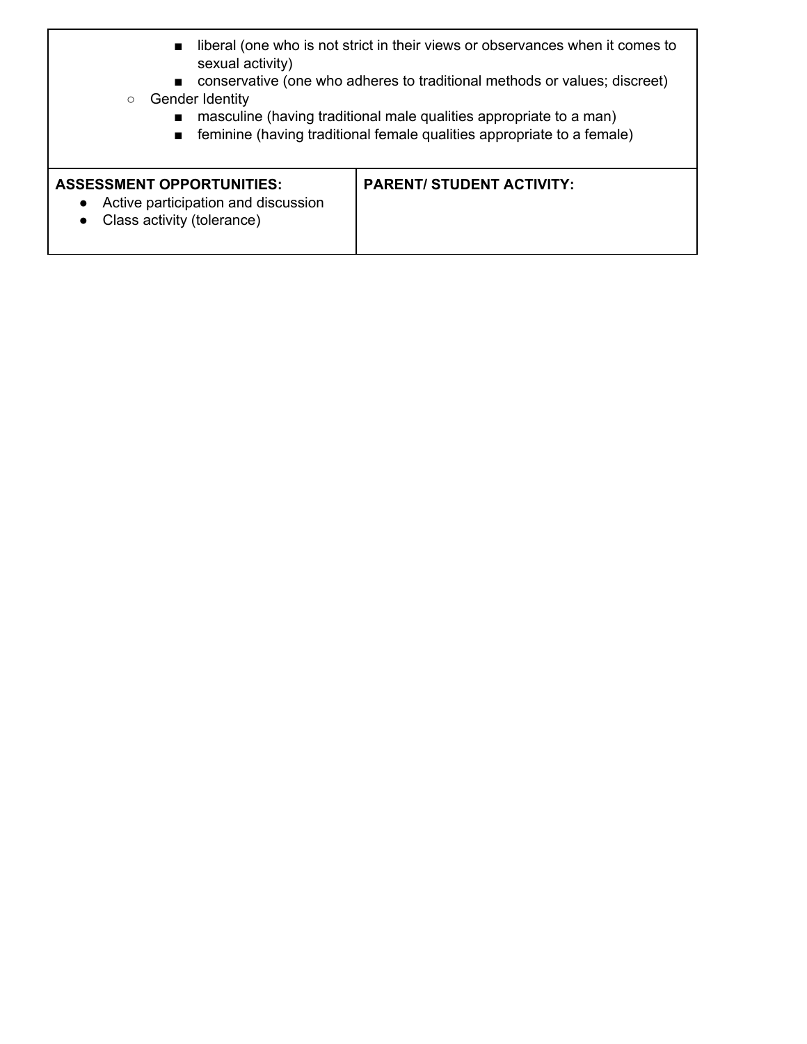- liberal (one who is not strict in their views or observances when it comes to sexual activity)
- conservative (one who adheres to traditional methods or values; discreet)

- Gender Identity
  - masculine (having traditional male qualities appropriate to a man)
  - feminine (having traditional female qualities appropriate to a female)

| ASSESSMENT OPPORTUNITIES: | PARENT/ STUDENT ACTIVITY: |
| --- | --- |
| • Active participation and discussion<br>• Class activity (tolerance) | |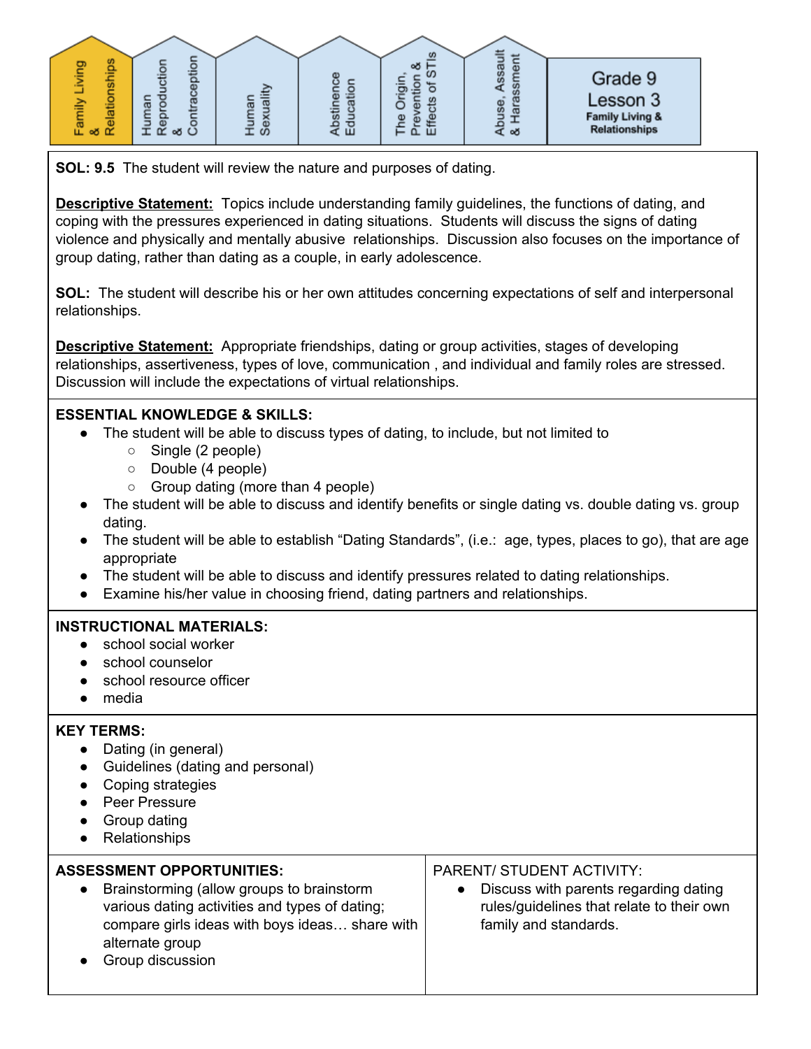Family Living & Relationships | Human Reproduction & Contraception | Human Sexuality | Abstinence Education | The Origin, Prevention & Effects of STIs | Abuse, Assault & Harassment

## Grade 9 Lesson 3
**Family Living & Relationships**

**SOL: 9.5** The student will review the nature and purposes of dating.

**Descriptive Statement:** Topics include understanding family guidelines, the functions of dating, and coping with the pressures experienced in dating situations. Students will discuss the signs of dating violence and physically and mentally abusive relationships. Discussion also focuses on the importance of group dating, rather than dating as a couple, in early adolescence.

**SOL:** The student will describe his or her own attitudes concerning expectations of self and interpersonal relationships.

**Descriptive Statement:** Appropriate friendships, dating or group activities, stages of developing relationships, assertiveness, types of love, communication , and individual and family roles are stressed. Discussion will include the expectations of virtual relationships.

**ESSENTIAL KNOWLEDGE & SKILLS:**

- The student will be able to discuss types of dating, to include, but not limited to
    - Single (2 people)
    - Double (4 people)
    - Group dating (more than 4 people)
- The student will be able to discuss and identify benefits or single dating vs. double dating vs. group dating.
- The student will be able to establish "Dating Standards", (i.e.: age, types, places to go), that are age appropriate
- The student will be able to discuss and identify pressures related to dating relationships.
- Examine his/her value in choosing friend, dating partners and relationships.

**INSTRUCTIONAL MATERIALS:**

- school social worker
- school counselor
- school resource officer
- media

**KEY TERMS:**

- Dating (in general)
- Guidelines (dating and personal)
- Coping strategies
- Peer Pressure
- Group dating
- Relationships

**ASSESSMENT OPPORTUNITIES:**

- Brainstorming (allow groups to brainstorm various dating activities and types of dating; compare girls ideas with boys ideas… share with alternate group
- Group discussion

PARENT/ STUDENT ACTIVITY:

- Discuss with parents regarding dating rules/guidelines that relate to their own family and standards.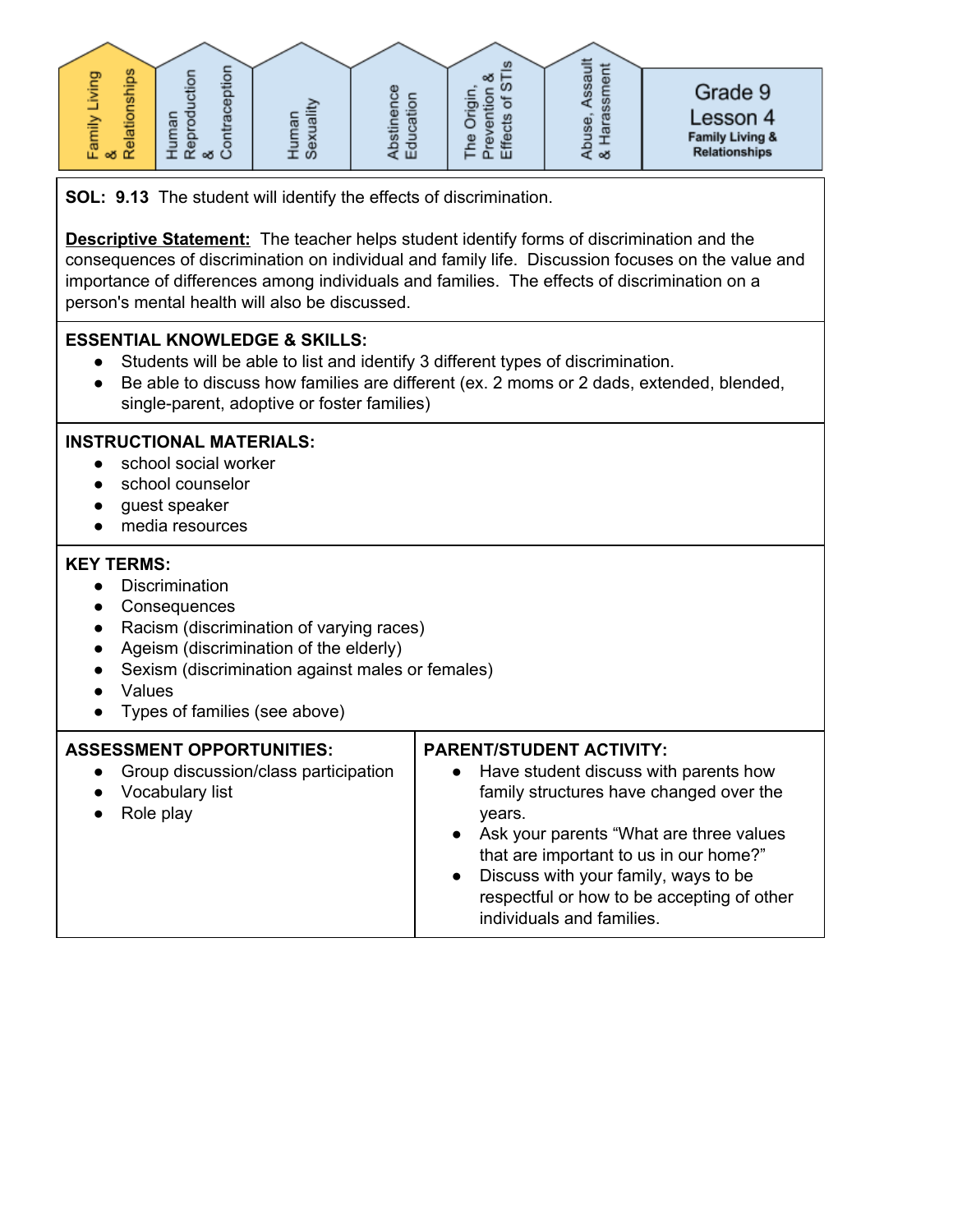Family Living & Relationships | Human Reproduction & Contraception | Human Sexuality | Abstinence Education | The Origin, Prevention & Effects of STIs | Abuse, Assault & Harassment

## Grade 9
## Lesson 4
**Family Living & Relationships**

**SOL: 9.13** The student will identify the effects of discrimination.

**Descriptive Statement:** The teacher helps student identify forms of discrimination and the consequences of discrimination on individual and family life. Discussion focuses on the value and importance of differences among individuals and families. The effects of discrimination on a person's mental health will also be discussed.

**ESSENTIAL KNOWLEDGE & SKILLS:**
- Students will be able to list and identify 3 different types of discrimination.
- Be able to discuss how families are different (ex. 2 moms or 2 dads, extended, blended, single-parent, adoptive or foster families)

**INSTRUCTIONAL MATERIALS:**
- school social worker
- school counselor
- guest speaker
- media resources

**KEY TERMS:**
- Discrimination
- Consequences
- Racism (discrimination of varying races)
- Ageism (discrimination of the elderly)
- Sexism (discrimination against males or females)
- Values
- Types of families (see above)

**ASSESSMENT OPPORTUNITIES:**
- Group discussion/class participation
- Vocabulary list
- Role play

**PARENT/STUDENT ACTIVITY:**
- Have student discuss with parents how family structures have changed over the years.
- Ask your parents "What are three values that are important to us in our home?"
- Discuss with your family, ways to be respectful or how to be accepting of other individuals and families.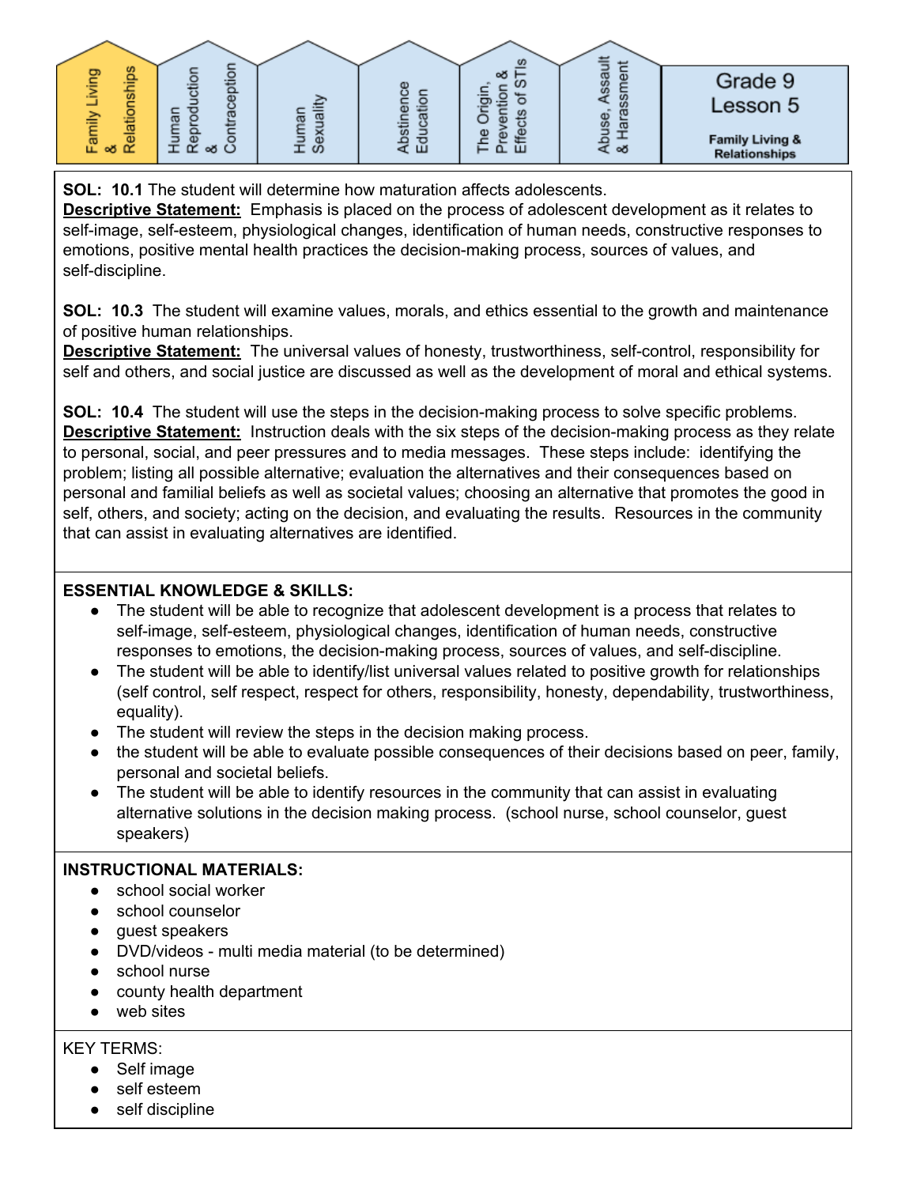| Family Living & Relationships | Human Reproduction & Contraception | Human Sexuality | Abstinence Education | The Origin, Prevention & Effects of STIs | Abuse, Assault & Harassment | Grade 9 Lesson 5 Family Living & Relationships |
|---|---|---|---|---|---|---|

**SOL: 10.1** The student will determine how maturation affects adolescents.
**Descriptive Statement:** Emphasis is placed on the process of adolescent development as it relates to self-image, self-esteem, physiological changes, identification of human needs, constructive responses to emotions, positive mental health practices the decision-making process, sources of values, and self-discipline.

**SOL: 10.3** The student will examine values, morals, and ethics essential to the growth and maintenance of positive human relationships.
**Descriptive Statement:** The universal values of honesty, trustworthiness, self-control, responsibility for self and others, and social justice are discussed as well as the development of moral and ethical systems.

**SOL: 10.4** The student will use the steps in the decision-making process to solve specific problems.
**Descriptive Statement:** Instruction deals with the six steps of the decision-making process as they relate to personal, social, and peer pressures and to media messages. These steps include: identifying the problem; listing all possible alternative; evaluation the alternatives and their consequences based on personal and familial beliefs as well as societal values; choosing an alternative that promotes the good in self, others, and society; acting on the decision, and evaluating the results. Resources in the community that can assist in evaluating alternatives are identified.

**ESSENTIAL KNOWLEDGE & SKILLS:**

- The student will be able to recognize that adolescent development is a process that relates to self-image, self-esteem, physiological changes, identification of human needs, constructive responses to emotions, the decision-making process, sources of values, and self-discipline.
- The student will be able to identify/list universal values related to positive growth for relationships (self control, self respect, respect for others, responsibility, honesty, dependability, trustworthiness, equality).
- The student will review the steps in the decision making process.
- the student will be able to evaluate possible consequences of their decisions based on peer, family, personal and societal beliefs.
- The student will be able to identify resources in the community that can assist in evaluating alternative solutions in the decision making process. (school nurse, school counselor, guest speakers)

**INSTRUCTIONAL MATERIALS:**

- school social worker
- school counselor
- guest speakers
- DVD/videos - multi media material (to be determined)
- school nurse
- county health department
- web sites

KEY TERMS:

- Self image
- self esteem
- self discipline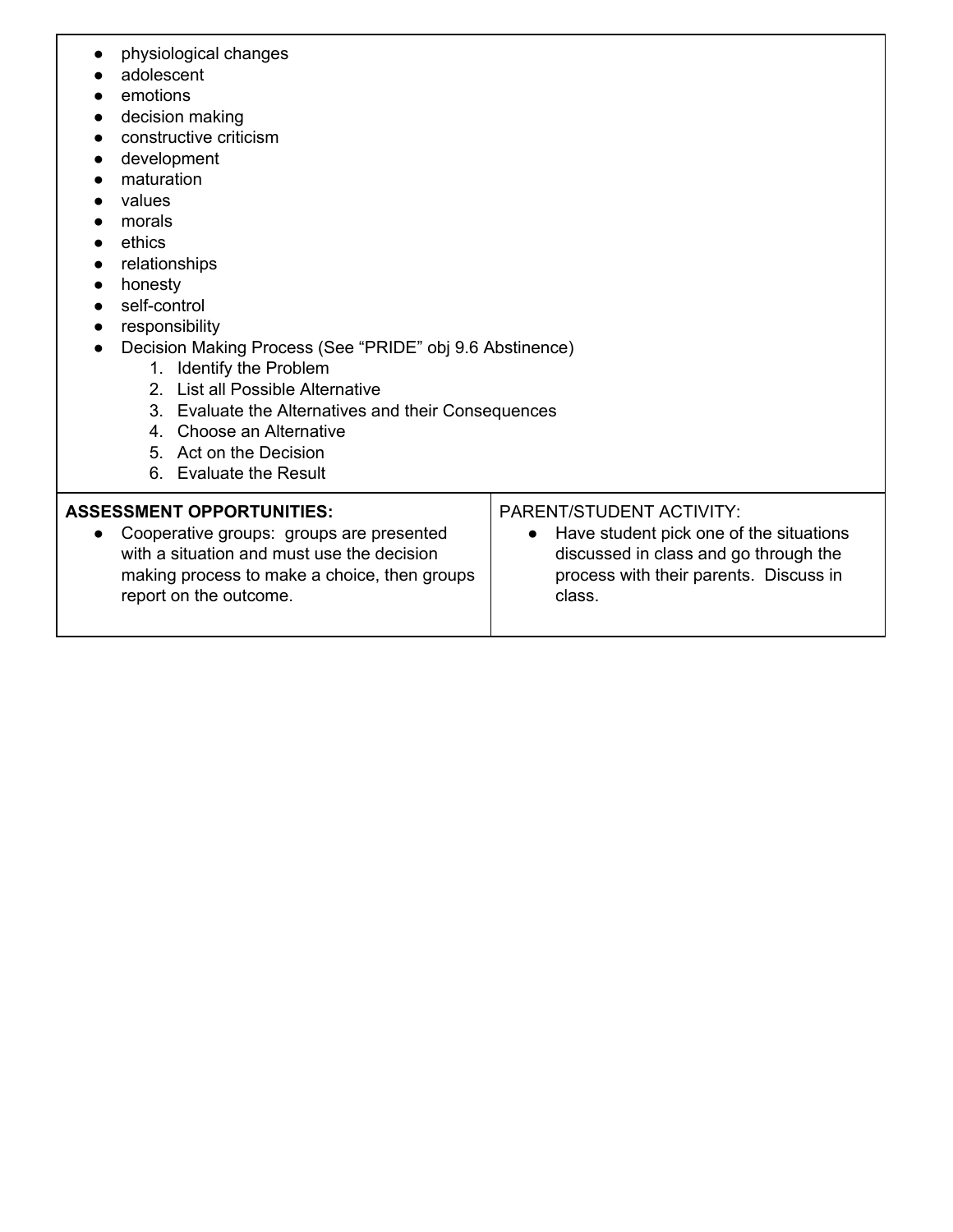- physiological changes
- adolescent
- emotions
- decision making
- constructive criticism
- development
- maturation
- values
- morals
- ethics
- relationships
- honesty
- self-control
- responsibility
- Decision Making Process (See "PRIDE" obj 9.6 Abstinence)
  1. Identify the Problem
  2. List all Possible Alternative
  3. Evaluate the Alternatives and their Consequences
  4. Choose an Alternative
  5. Act on the Decision
  6. Evaluate the Result

| **ASSESSMENT OPPORTUNITIES:** | PARENT/STUDENT ACTIVITY: |
|---|---|
| • Cooperative groups: groups are presented with a situation and must use the decision making process to make a choice, then groups report on the outcome. | • Have student pick one of the situations discussed in class and go through the process with their parents. Discuss in class. |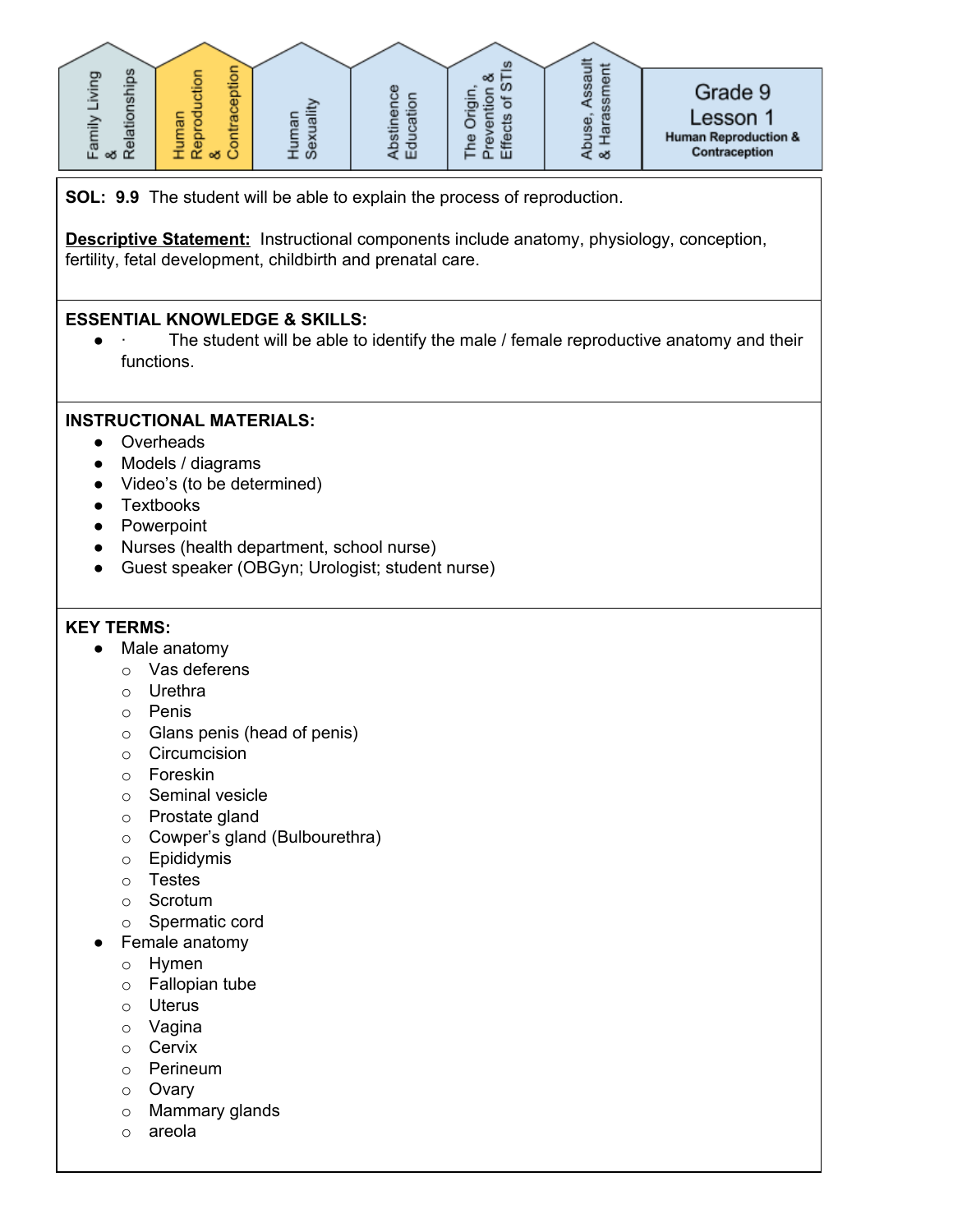Family Living & Relationships | Human Reproduction & Contraception | Human Sexuality | Abstinence Education | The Origin, Prevention & Effects of STIs | Abuse, Assault & Harassment

**Grade 9**
**Lesson 1**
**Human Reproduction & Contraception**

**SOL: 9.9** The student will be able to explain the process of reproduction.

**Descriptive Statement:** Instructional components include anatomy, physiology, conception, fertility, fetal development, childbirth and prenatal care.

**ESSENTIAL KNOWLEDGE & SKILLS:**

- · The student will be able to identify the male / female reproductive anatomy and their functions.

**INSTRUCTIONAL MATERIALS:**

- Overheads
- Models / diagrams
- Video's (to be determined)
- Textbooks
- Powerpoint
- Nurses (health department, school nurse)
- Guest speaker (OBGyn; Urologist; student nurse)

**KEY TERMS:**

- Male anatomy
  - Vas deferens
  - Urethra
  - Penis
  - Glans penis (head of penis)
  - Circumcision
  - Foreskin
  - Seminal vesicle
  - Prostate gland
  - Cowper's gland (Bulbourethra)
  - Epididymis
  - Testes
  - Scrotum
  - Spermatic cord
- Female anatomy
  - Hymen
  - Fallopian tube
  - Uterus
  - Vagina
  - Cervix
  - Perineum
  - Ovary
  - Mammary glands
  - areola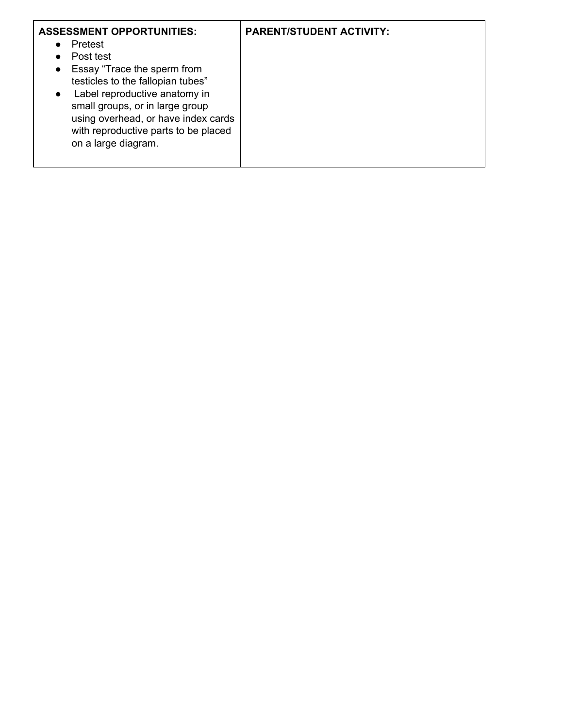| **ASSESSMENT OPPORTUNITIES:** | **PARENT/STUDENT ACTIVITY:** |
| --- | --- |
| • Pretest<br>• Post test<br>• Essay “Trace the sperm from testicles to the fallopian tubes”<br>• Label reproductive anatomy in small groups, or in large group using overhead, or have index cards with reproductive parts to be placed on a large diagram. | |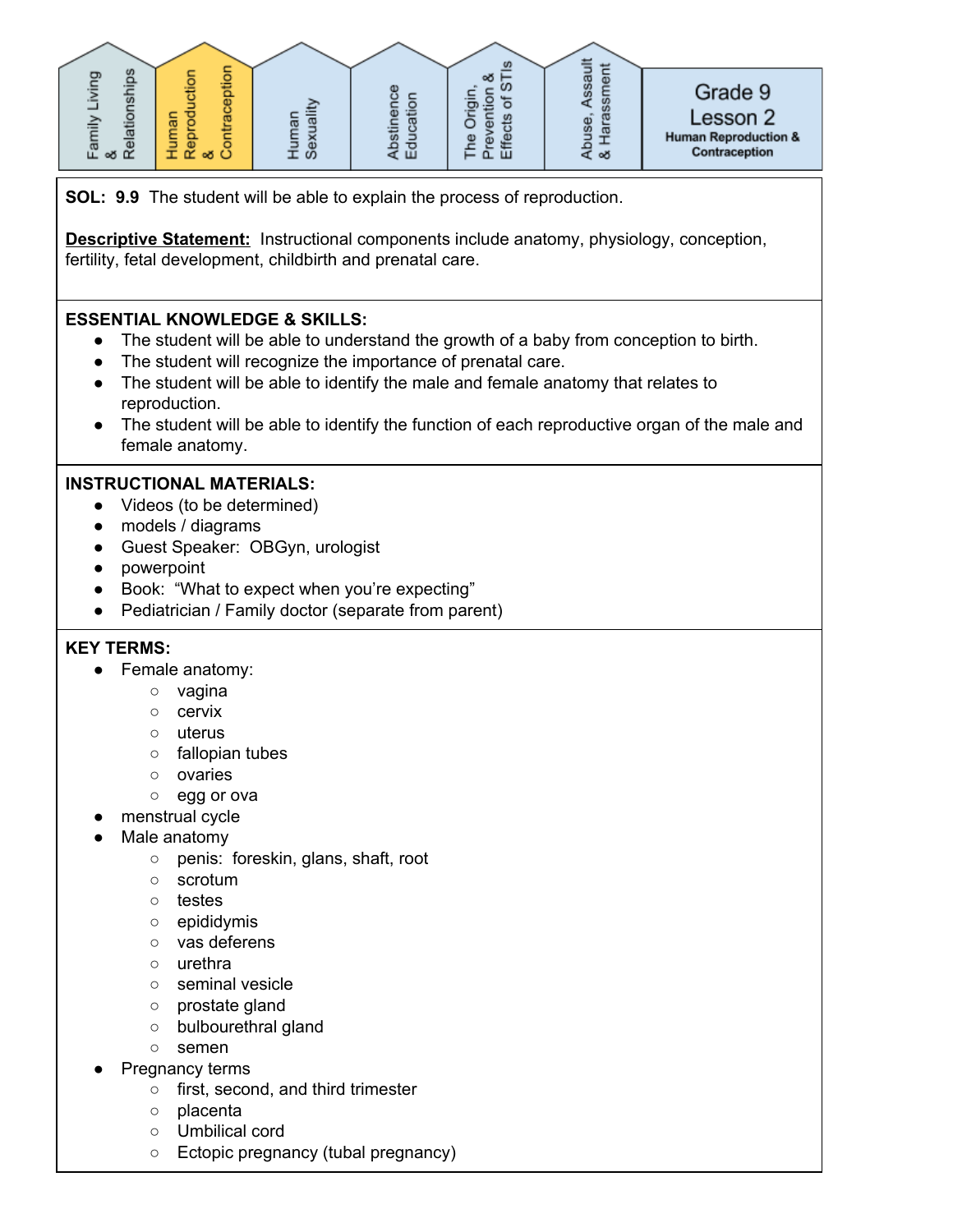| Family Living & Relationships | Human Reproduction & Contraception | Human Sexuality | Abstinence Education | The Origin, Prevention & Effects of STIs | Abuse, Assault & Harassment | Grade 9 Lesson 2 Human Reproduction & Contraception |
|---|---|---|---|---|---|---|

**SOL: 9.9** The student will be able to explain the process of reproduction.

**Descriptive Statement:** Instructional components include anatomy, physiology, conception, fertility, fetal development, childbirth and prenatal care.

**ESSENTIAL KNOWLEDGE & SKILLS:**

- The student will be able to understand the growth of a baby from conception to birth.
- The student will recognize the importance of prenatal care.
- The student will be able to identify the male and female anatomy that relates to reproduction.
- The student will be able to identify the function of each reproductive organ of the male and female anatomy.

**INSTRUCTIONAL MATERIALS:**

- Videos (to be determined)
- models / diagrams
- Guest Speaker: OBGyn, urologist
- powerpoint
- Book: "What to expect when you're expecting"
- Pediatrician / Family doctor (separate from parent)

**KEY TERMS:**

- Female anatomy:
  - vagina
  - cervix
  - uterus
  - fallopian tubes
  - ovaries
  - egg or ova
- menstrual cycle
- Male anatomy
  - penis: foreskin, glans, shaft, root
  - scrotum
  - testes
  - epididymis
  - vas deferens
  - urethra
  - seminal vesicle
  - prostate gland
  - bulbourethral gland
  - semen
- Pregnancy terms
  - first, second, and third trimester
  - placenta
  - Umbilical cord
  - Ectopic pregnancy (tubal pregnancy)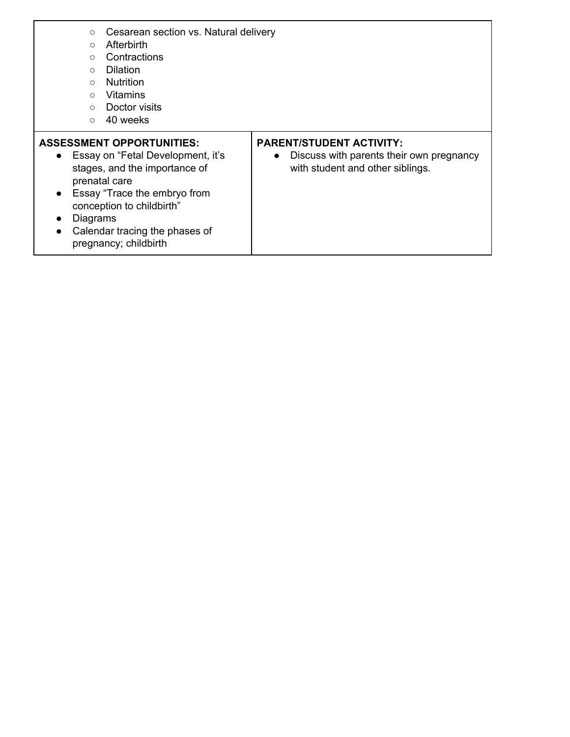- Cesarean section vs. Natural delivery
- Afterbirth
- Contractions
- Dilation
- Nutrition
- Vitamins
- Doctor visits
- 40 weeks

| | |
|---|---|
| **ASSESSMENT OPPORTUNITIES:**<br>• Essay on "Fetal Development, it's stages, and the importance of prenatal care<br>• Essay "Trace the embryo from conception to childbirth"<br>• Diagrams<br>• Calendar tracing the phases of pregnancy; childbirth | **PARENT/STUDENT ACTIVITY:**<br>• Discuss with parents their own pregnancy with student and other siblings. |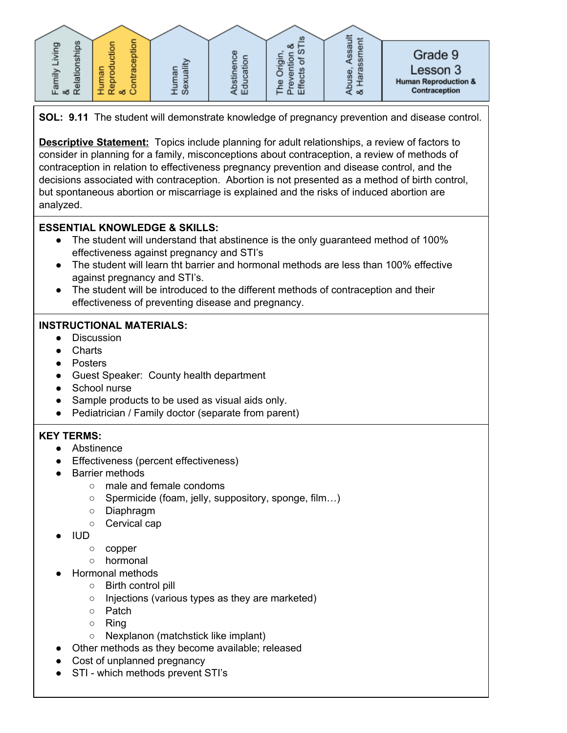| Family Living & Relationships | Human Reproduction & Contraception | Human Sexuality | Abstinence Education | The Origin, Prevention & Effects of STIs | Abuse, Assault & Harassment | Grade 9 Lesson 3 Human Reproduction & Contraception |
|---|---|---|---|---|---|---|

**SOL: 9.11** The student will demonstrate knowledge of pregnancy prevention and disease control.

**Descriptive Statement:** Topics include planning for adult relationships, a review of factors to consider in planning for a family, misconceptions about contraception, a review of methods of contraception in relation to effectiveness pregnancy prevention and disease control, and the decisions associated with contraception. Abortion is not presented as a method of birth control, but spontaneous abortion or miscarriage is explained and the risks of induced abortion are analyzed.

**ESSENTIAL KNOWLEDGE & SKILLS:**

- The student will understand that abstinence is the only guaranteed method of 100% effectiveness against pregnancy and STI's
- The student will learn tht barrier and hormonal methods are less than 100% effective against pregnancy and STI's.
- The student will be introduced to the different methods of contraception and their effectiveness of preventing disease and pregnancy.

**INSTRUCTIONAL MATERIALS:**

- Discussion
- Charts
- Posters
- Guest Speaker: County health department
- School nurse
- Sample products to be used as visual aids only.
- Pediatrician / Family doctor (separate from parent)

**KEY TERMS:**

- Abstinence
- Effectiveness (percent effectiveness)
- Barrier methods
  - male and female condoms
  - Spermicide (foam, jelly, suppository, sponge, film…)
  - Diaphragm
  - Cervical cap
- IUD
  - copper
  - hormonal
- Hormonal methods
  - Birth control pill
  - Injections (various types as they are marketed)
  - Patch
  - Ring
  - Nexplanon (matchstick like implant)
- Other methods as they become available; released
- Cost of unplanned pregnancy
- STI - which methods prevent STI's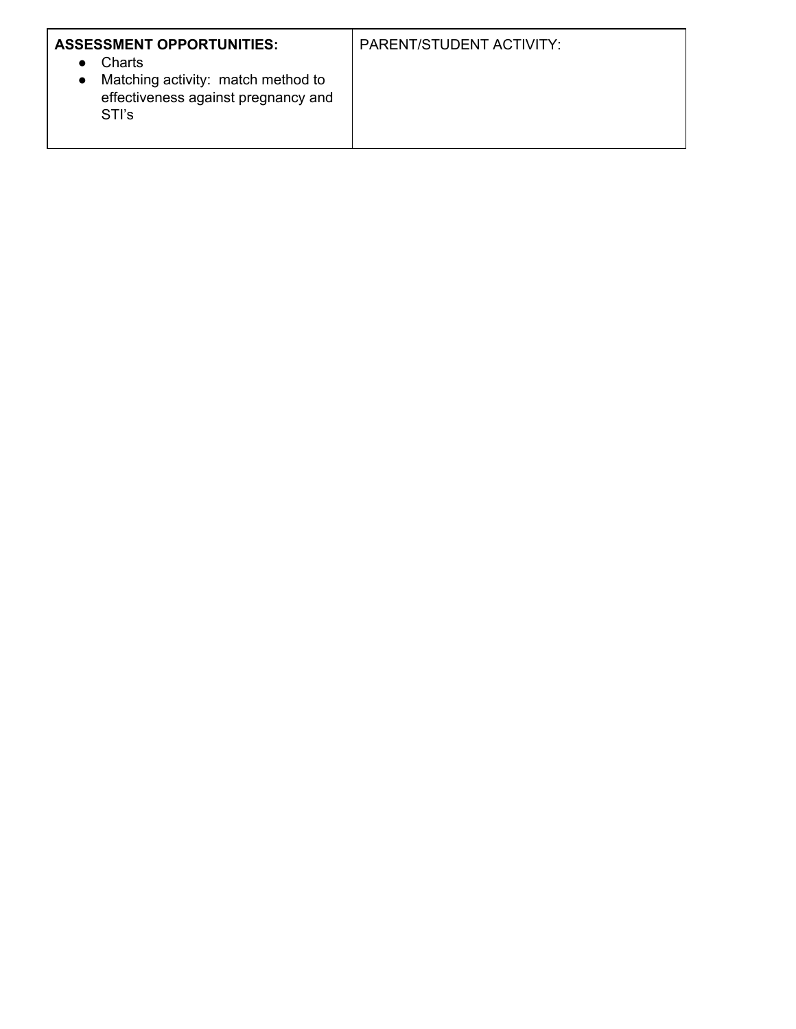| **ASSESSMENT OPPORTUNITIES:**<br>• Charts<br>• Matching activity: match method to effectiveness against pregnancy and STI's | PARENT/STUDENT ACTIVITY: |
|---|---|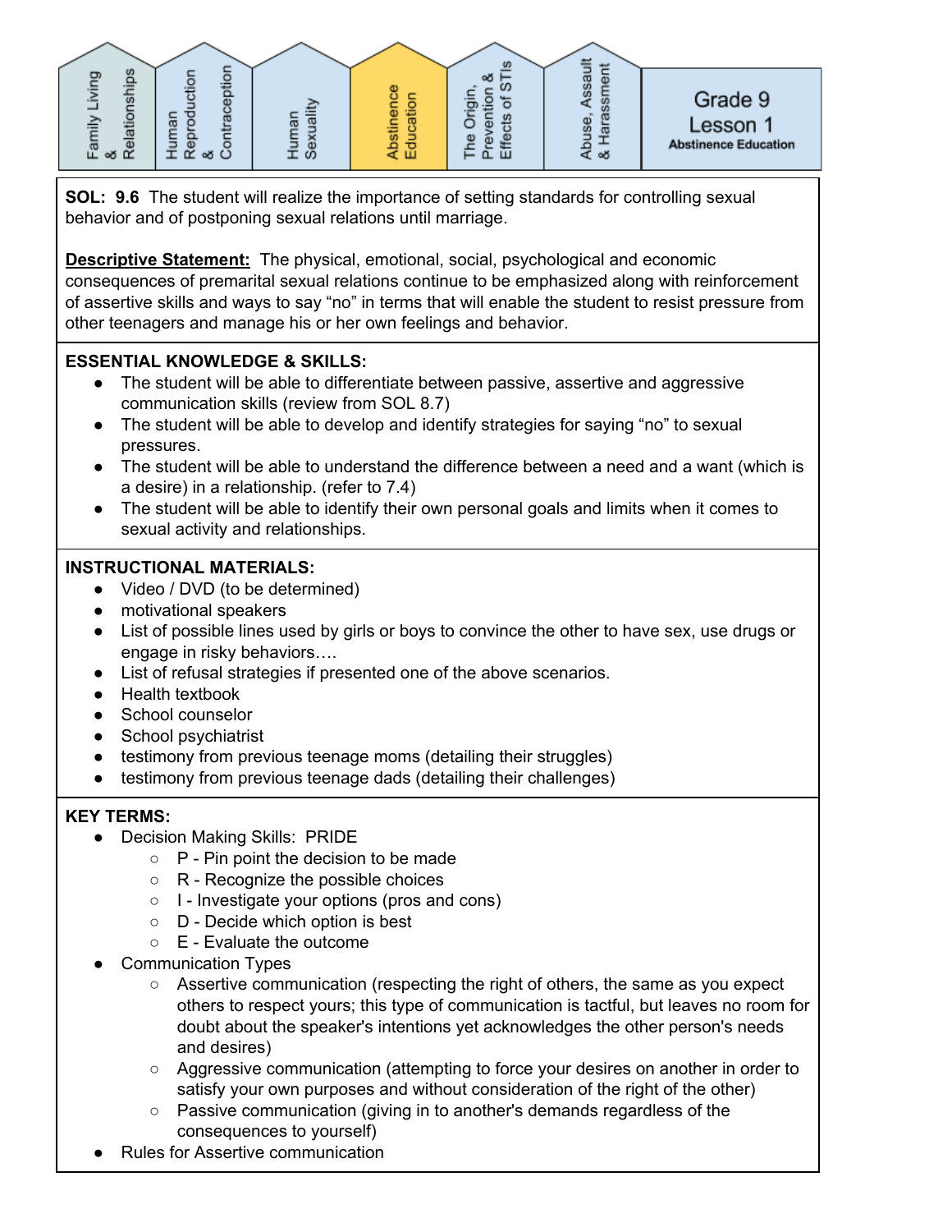| Family Living & Relationships | Human Reproduction & Contraception | Human Sexuality | Abstinence Education | The Origin, Prevention & Effects of STIs | Abuse, Assault & Harassment | Grade 9 Lesson 1 Abstinence Education |
|---|---|---|---|---|---|---|

**SOL: 9.6** The student will realize the importance of setting standards for controlling sexual behavior and of postponing sexual relations until marriage.

**Descriptive Statement:** The physical, emotional, social, psychological and economic consequences of premarital sexual relations continue to be emphasized along with reinforcement of assertive skills and ways to say "no" in terms that will enable the student to resist pressure from other teenagers and manage his or her own feelings and behavior.

**ESSENTIAL KNOWLEDGE & SKILLS:**

- The student will be able to differentiate between passive, assertive and aggressive communication skills (review from SOL 8.7)
- The student will be able to develop and identify strategies for saying "no" to sexual pressures.
- The student will be able to understand the difference between a need and a want (which is a desire) in a relationship. (refer to 7.4)
- The student will be able to identify their own personal goals and limits when it comes to sexual activity and relationships.

**INSTRUCTIONAL MATERIALS:**

- Video / DVD (to be determined)
- motivational speakers
- List of possible lines used by girls or boys to convince the other to have sex, use drugs or engage in risky behaviors….
- List of refusal strategies if presented one of the above scenarios.
- Health textbook
- School counselor
- School psychiatrist
- testimony from previous teenage moms (detailing their struggles)
- testimony from previous teenage dads (detailing their challenges)

**KEY TERMS:**

- Decision Making Skills: PRIDE
  - P - Pin point the decision to be made
  - R - Recognize the possible choices
  - I - Investigate your options (pros and cons)
  - D - Decide which option is best
  - E - Evaluate the outcome
- Communication Types
  - Assertive communication (respecting the right of others, the same as you expect others to respect yours; this type of communication is tactful, but leaves no room for doubt about the speaker's intentions yet acknowledges the other person's needs and desires)
  - Aggressive communication (attempting to force your desires on another in order to satisfy your own purposes and without consideration of the right of the other)
  - Passive communication (giving in to another's demands regardless of the consequences to yourself)
- Rules for Assertive communication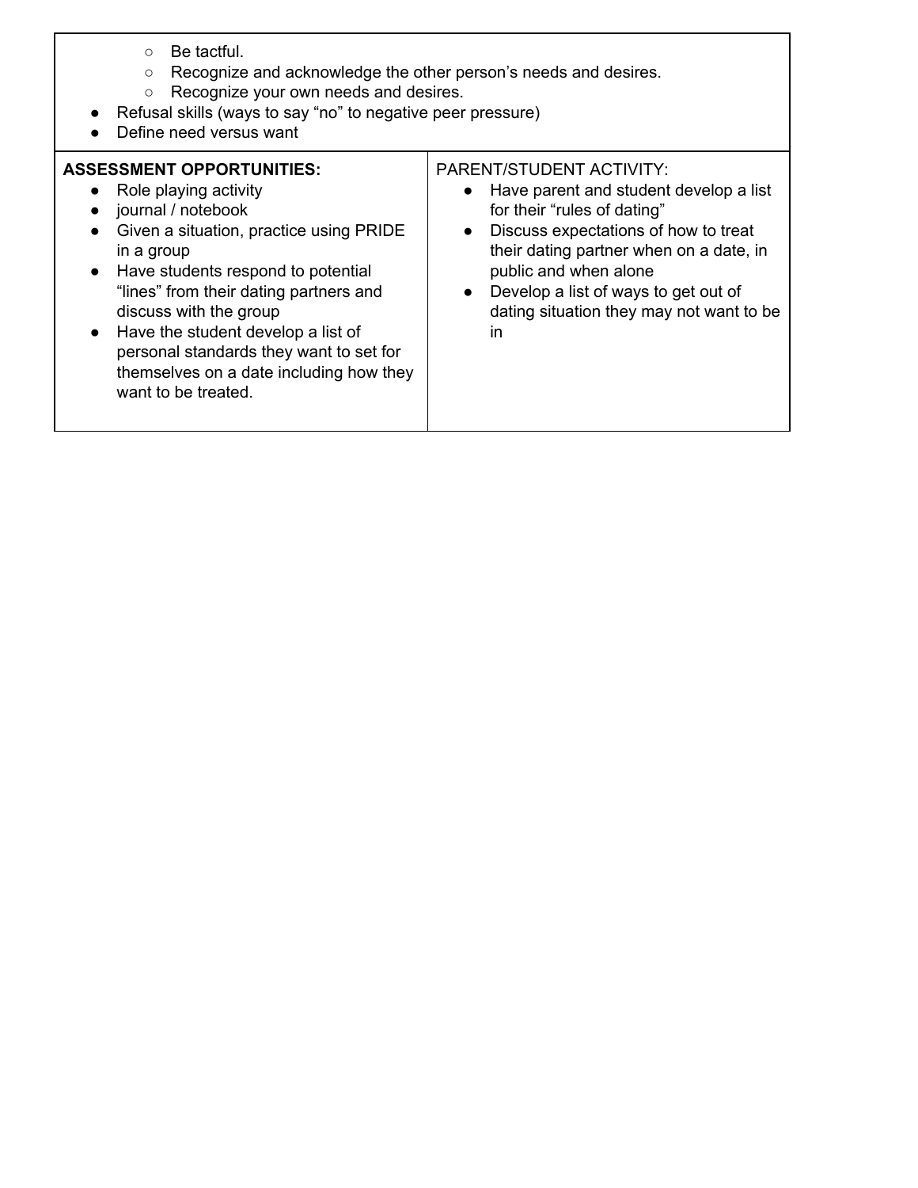- Be tactful.
    - Recognize and acknowledge the other person's needs and desires.
    - Recognize your own needs and desires.
- Refusal skills (ways to say "no" to negative peer pressure)
- Define need versus want

**ASSESSMENT OPPORTUNITIES:**

- Role playing activity
- journal / notebook
- Given a situation, practice using PRIDE in a group
- Have students respond to potential "lines" from their dating partners and discuss with the group
- Have the student develop a list of personal standards they want to set for themselves on a date including how they want to be treated.

PARENT/STUDENT ACTIVITY:

- Have parent and student develop a list for their "rules of dating"
- Discuss expectations of how to treat their dating partner when on a date, in public and when alone
- Develop a list of ways to get out of dating situation they may not want to be in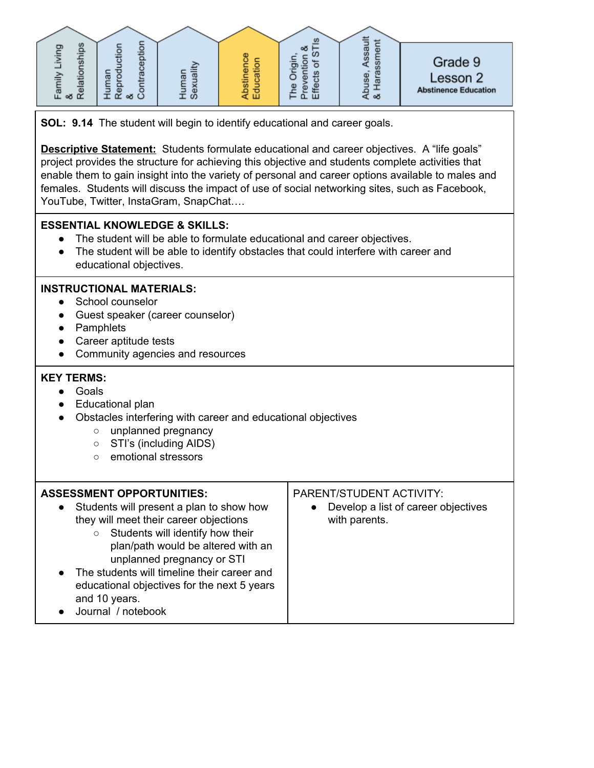| Family Living & Relationships | Human Reproduction & Contraception | Human Sexuality | Abstinence Education | The Origin, Prevention & Effects of STIs | Abuse, Assault & Harassment | Grade 9 Lesson 2 Abstinence Education |
|---|---|---|---|---|---|---|

**SOL: 9.14** The student will begin to identify educational and career goals.

**Descriptive Statement:** Students formulate educational and career objectives. A "life goals" project provides the structure for achieving this objective and students complete activities that enable them to gain insight into the variety of personal and career options available to males and females. Students will discuss the impact of use of social networking sites, such as Facebook, YouTube, Twitter, InstaGram, SnapChat….

**ESSENTIAL KNOWLEDGE & SKILLS:**

- The student will be able to formulate educational and career objectives.
- The student will be able to identify obstacles that could interfere with career and educational objectives.

**INSTRUCTIONAL MATERIALS:**

- School counselor
- Guest speaker (career counselor)
- Pamphlets
- Career aptitude tests
- Community agencies and resources

**KEY TERMS:**

- Goals
- Educational plan
- Obstacles interfering with career and educational objectives
  - unplanned pregnancy
  - STI's (including AIDS)
  - emotional stressors

**ASSESSMENT OPPORTUNITIES:**

- Students will present a plan to show how they will meet their career objections
  - Students will identify how their plan/path would be altered with an unplanned pregnancy or STI
- The students will timeline their career and educational objectives for the next 5 years and 10 years.
- Journal / notebook

PARENT/STUDENT ACTIVITY:

- Develop a list of career objectives with parents.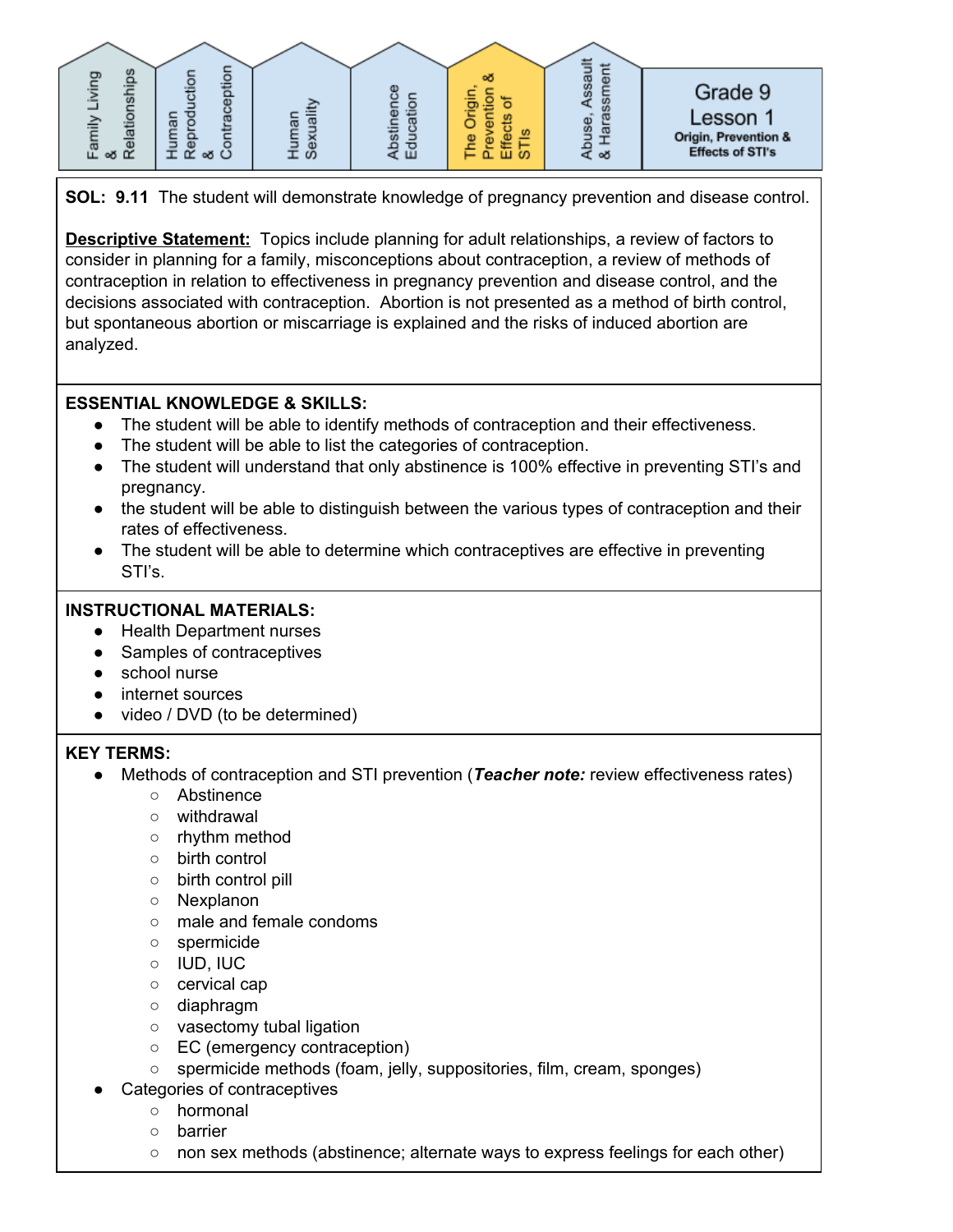Family Living & Relationships | Human Reproduction & Contraception | Human Sexuality | Abstinence Education | The Origin, Prevention & Effects of STIs | Abuse, Assault & Harassment

**Grade 9**
**Lesson 1**
**Origin, Prevention & Effects of STI's**

**SOL: 9.11** The student will demonstrate knowledge of pregnancy prevention and disease control.

**Descriptive Statement:** Topics include planning for adult relationships, a review of factors to consider in planning for a family, misconceptions about contraception, a review of methods of contraception in relation to effectiveness in pregnancy prevention and disease control, and the decisions associated with contraception. Abortion is not presented as a method of birth control, but spontaneous abortion or miscarriage is explained and the risks of induced abortion are analyzed.

**ESSENTIAL KNOWLEDGE & SKILLS:**

- The student will be able to identify methods of contraception and their effectiveness.
- The student will be able to list the categories of contraception.
- The student will understand that only abstinence is 100% effective in preventing STI's and pregnancy.
- the student will be able to distinguish between the various types of contraception and their rates of effectiveness.
- The student will be able to determine which contraceptives are effective in preventing STI's.

**INSTRUCTIONAL MATERIALS:**

- Health Department nurses
- Samples of contraceptives
- school nurse
- internet sources
- video / DVD (to be determined)

**KEY TERMS:**

- Methods of contraception and STI prevention (***Teacher note:*** review effectiveness rates)
  - Abstinence
  - withdrawal
  - rhythm method
  - birth control
  - birth control pill
  - Nexplanon
  - male and female condoms
  - spermicide
  - IUD, IUC
  - cervical cap
  - diaphragm
  - vasectomy tubal ligation
  - EC (emergency contraception)
  - spermicide methods (foam, jelly, suppositories, film, cream, sponges)
- Categories of contraceptives
  - hormonal
  - barrier
  - non sex methods (abstinence; alternate ways to express feelings for each other)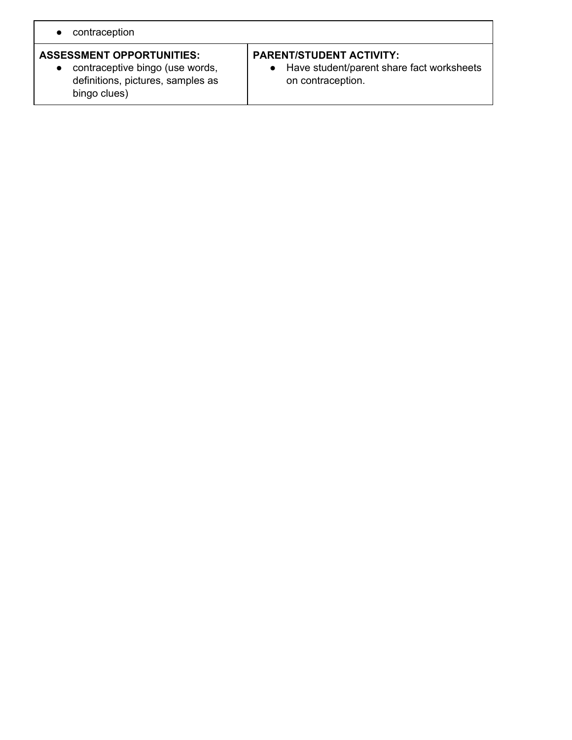| | |
|---|---|
| • contraception | |
| **ASSESSMENT OPPORTUNITIES:**<br>• contraceptive bingo (use words, definitions, pictures, samples as bingo clues) | **PARENT/STUDENT ACTIVITY:**<br>• Have student/parent share fact worksheets on contraception. |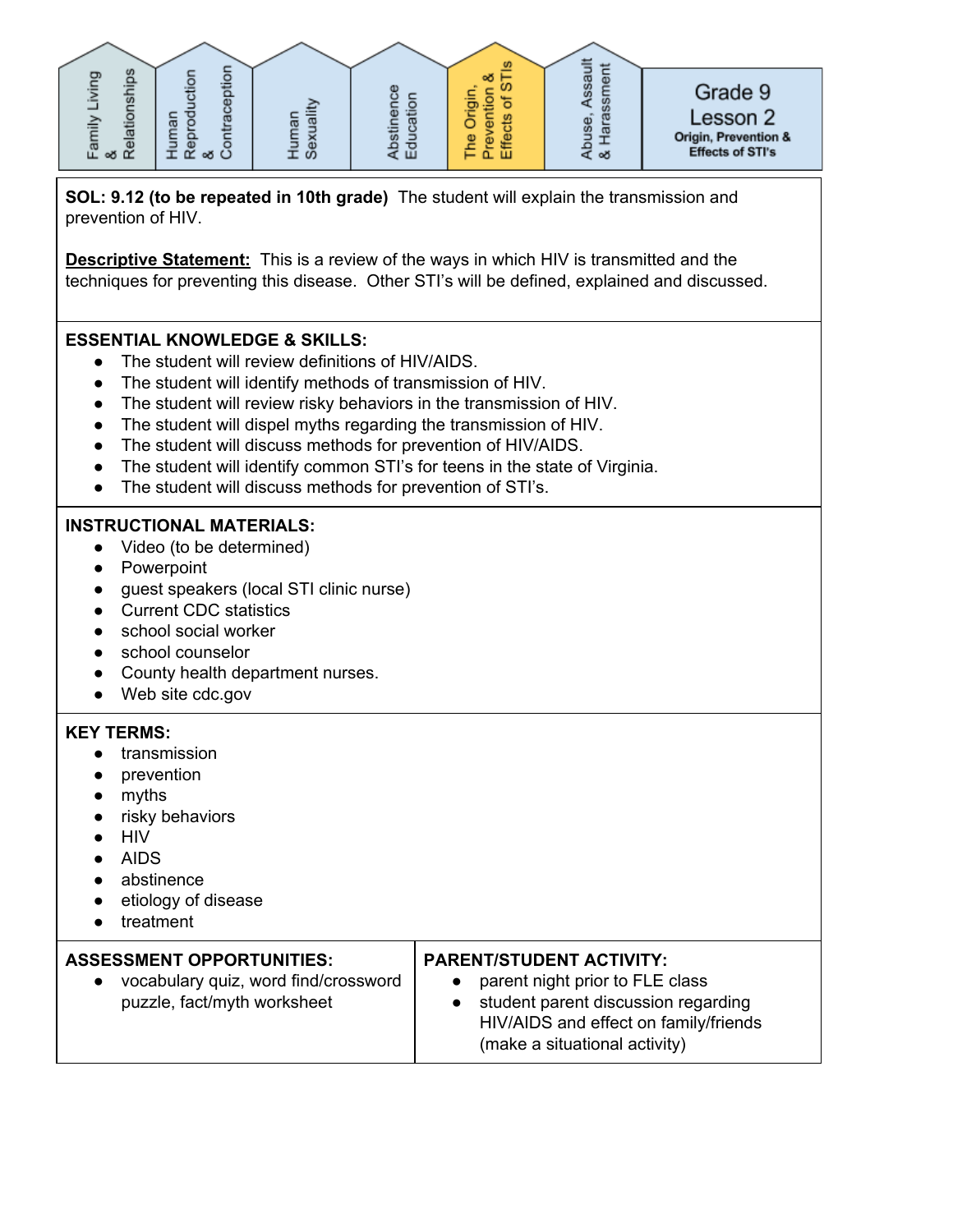| Family Living & Relationships | Human Reproduction & Contraception | Human Sexuality | Abstinence Education | The Origin, Prevention & Effects of STIs | Abuse, Assault & Harassment | Grade 9 Lesson 2 Origin, Prevention & Effects of STI's |
|---|---|---|---|---|---|---|

**SOL: 9.12 (to be repeated in 10th grade)** The student will explain the transmission and prevention of HIV.

**Descriptive Statement:** This is a review of the ways in which HIV is transmitted and the techniques for preventing this disease. Other STI's will be defined, explained and discussed.

**ESSENTIAL KNOWLEDGE & SKILLS:**

- The student will review definitions of HIV/AIDS.
- The student will identify methods of transmission of HIV.
- The student will review risky behaviors in the transmission of HIV.
- The student will dispel myths regarding the transmission of HIV.
- The student will discuss methods for prevention of HIV/AIDS.
- The student will identify common STI's for teens in the state of Virginia.
- The student will discuss methods for prevention of STI's.

**INSTRUCTIONAL MATERIALS:**

- Video (to be determined)
- Powerpoint
- guest speakers (local STI clinic nurse)
- Current CDC statistics
- school social worker
- school counselor
- County health department nurses.
- Web site cdc.gov

**KEY TERMS:**

- transmission
- prevention
- myths
- risky behaviors
- HIV
- AIDS
- abstinence
- etiology of disease
- treatment

| ASSESSMENT OPPORTUNITIES: | PARENT/STUDENT ACTIVITY: |
|---|---|
| • vocabulary quiz, word find/crossword puzzle, fact/myth worksheet | • parent night prior to FLE class<br>• student parent discussion regarding HIV/AIDS and effect on family/friends (make a situational activity) |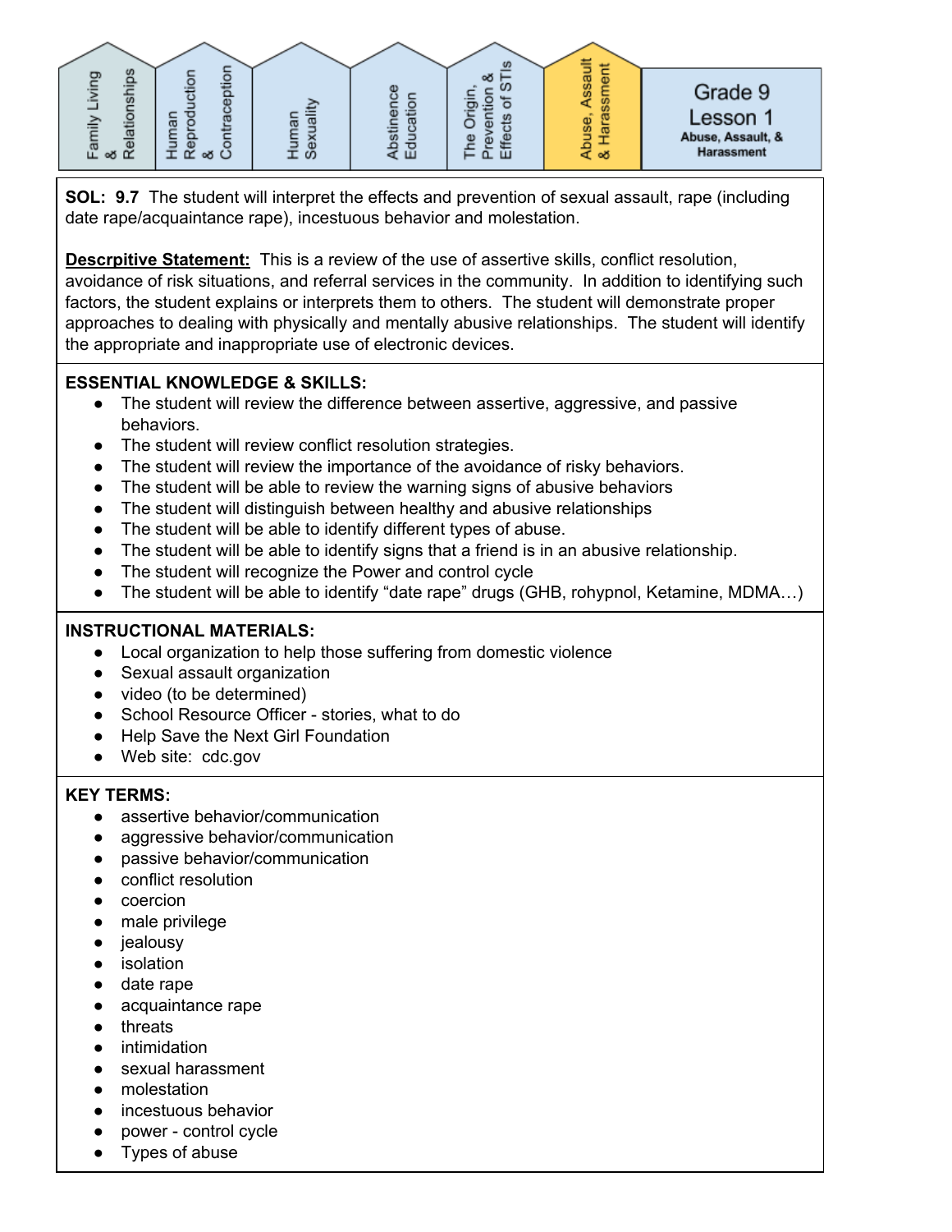Family Living & Relationships | Human Reproduction & Contraception | Human Sexuality | Abstinence Education | The Origin, Prevention & Effects of STIs | Abuse, Assault & Harassment

## Grade 9 Lesson 1

**Abuse, Assault, & Harassment**

**SOL: 9.7** The student will interpret the effects and prevention of sexual assault, rape (including date rape/acquaintance rape), incestuous behavior and molestation.

**Descrpitive Statement:** This is a review of the use of assertive skills, conflict resolution, avoidance of risk situations, and referral services in the community. In addition to identifying such factors, the student explains or interprets them to others. The student will demonstrate proper approaches to dealing with physically and mentally abusive relationships. The student will identify the appropriate and inappropriate use of electronic devices.

**ESSENTIAL KNOWLEDGE & SKILLS:**

- The student will review the difference between assertive, aggressive, and passive behaviors.
- The student will review conflict resolution strategies.
- The student will review the importance of the avoidance of risky behaviors.
- The student will be able to review the warning signs of abusive behaviors
- The student will distinguish between healthy and abusive relationships
- The student will be able to identify different types of abuse.
- The student will be able to identify signs that a friend is in an abusive relationship.
- The student will recognize the Power and control cycle
- The student will be able to identify "date rape" drugs (GHB, rohypnol, Ketamine, MDMA…)

**INSTRUCTIONAL MATERIALS:**

- Local organization to help those suffering from domestic violence
- Sexual assault organization
- video (to be determined)
- School Resource Officer - stories, what to do
- Help Save the Next Girl Foundation
- Web site: cdc.gov

**KEY TERMS:**

- assertive behavior/communication
- aggressive behavior/communication
- passive behavior/communication
- conflict resolution
- coercion
- male privilege
- jealousy
- isolation
- date rape
- acquaintance rape
- threats
- intimidation
- sexual harassment
- molestation
- incestuous behavior
- power - control cycle
- Types of abuse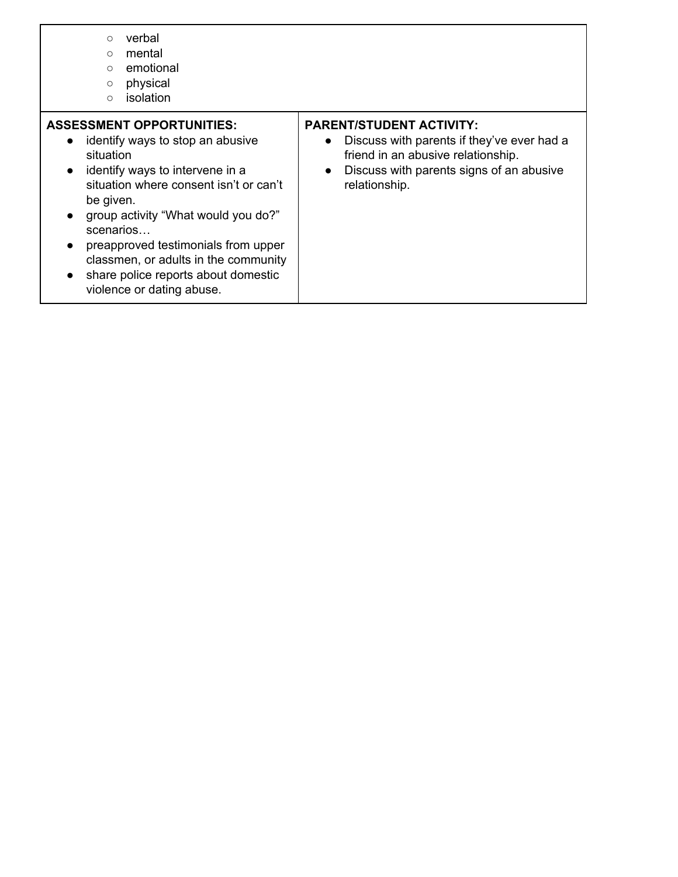| | |
|---|---|
| ○ verbal<br>○ mental<br>○ emotional<br>○ physical<br>○ isolation | |
| **ASSESSMENT OPPORTUNITIES:**<br>● identify ways to stop an abusive situation<br>● identify ways to intervene in a situation where consent isn't or can't be given.<br>● group activity "What would you do?" scenarios…<br>● preapproved testimonials from upper classmen, or adults in the community<br>● share police reports about domestic violence or dating abuse. | **PARENT/STUDENT ACTIVITY:**<br>● Discuss with parents if they've ever had a friend in an abusive relationship.<br>● Discuss with parents signs of an abusive relationship. |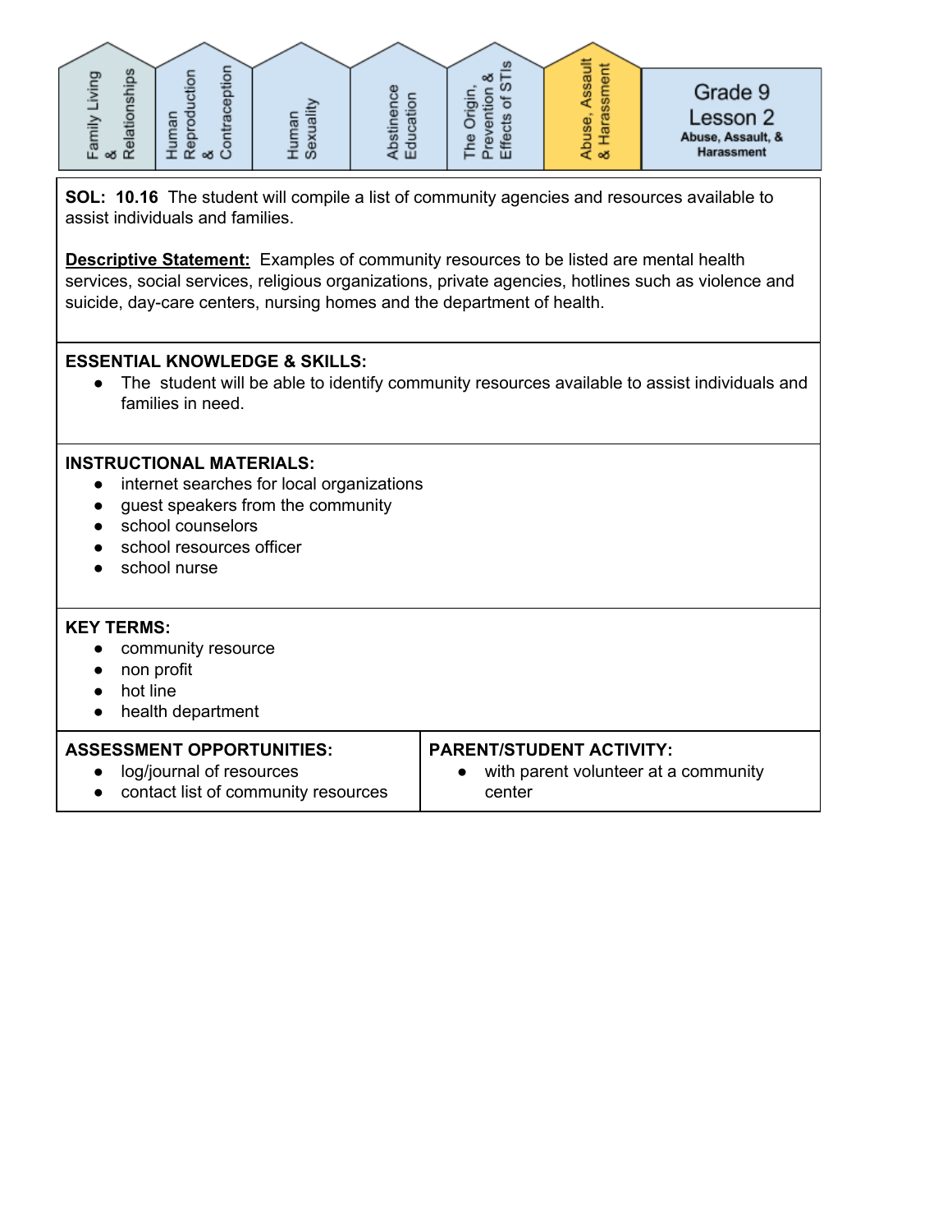| Family Living & Relationships | Human Reproduction & Contraception | Human Sexuality | Abstinence Education | The Origin, Prevention & Effects of STIs | Abuse, Assault & Harassment | Grade 9 Lesson 2 Abuse, Assault, & Harassment |
|---|---|---|---|---|---|---|

**SOL: 10.16** The student will compile a list of community agencies and resources available to assist individuals and families.

**Descriptive Statement:** Examples of community resources to be listed are mental health services, social services, religious organizations, private agencies, hotlines such as violence and suicide, day-care centers, nursing homes and the department of health.

**ESSENTIAL KNOWLEDGE & SKILLS:**

- The student will be able to identify community resources available to assist individuals and families in need.

**INSTRUCTIONAL MATERIALS:**

- internet searches for local organizations
- guest speakers from the community
- school counselors
- school resources officer
- school nurse

**KEY TERMS:**

- community resource
- non profit
- hot line
- health department

**ASSESSMENT OPPORTUNITIES:**

- log/journal of resources
- contact list of community resources

**PARENT/STUDENT ACTIVITY:**

- with parent volunteer at a community center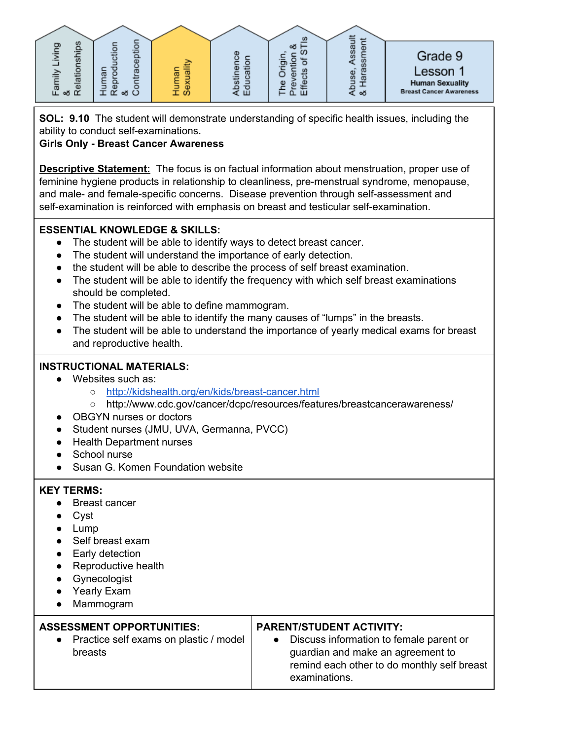| Family Living & Relationships | Human Reproduction & Contraception | Human Sexuality | Abstinence Education | The Origin, Prevention & Effects of STIs | Abuse, Assault & Harassment | Grade 9 Lesson 1 Human Sexuality Breast Cancer Awareness |
|---|---|---|---|---|---|---|

**SOL: 9.10** The student will demonstrate understanding of specific health issues, including the ability to conduct self-examinations.
**Girls Only - Breast Cancer Awareness**

**Descriptive Statement:** The focus is on factual information about menstruation, proper use of feminine hygiene products in relationship to cleanliness, pre-menstrual syndrome, menopause, and male- and female-specific concerns. Disease prevention through self-assessment and self-examination is reinforced with emphasis on breast and testicular self-examination.

**ESSENTIAL KNOWLEDGE & SKILLS:**

- The student will be able to identify ways to detect breast cancer.
- The student will understand the importance of early detection.
- the student will be able to describe the process of self breast examination.
- The student will be able to identify the frequency with which self breast examinations should be completed.
- The student will be able to define mammogram.
- The student will be able to identify the many causes of "lumps" in the breasts.
- The student will be able to understand the importance of yearly medical exams for breast and reproductive health.

**INSTRUCTIONAL MATERIALS:**

- Websites such as:
  - http://kidshealth.org/en/kids/breast-cancer.html
  - http://www.cdc.gov/cancer/dcpc/resources/features/breastcancerawareness/
- OBGYN nurses or doctors
- Student nurses (JMU, UVA, Germanna, PVCC)
- Health Department nurses
- School nurse
- Susan G. Komen Foundation website

**KEY TERMS:**

- Breast cancer
- Cyst
- Lump
- Self breast exam
- Early detection
- Reproductive health
- Gynecologist
- Yearly Exam
- Mammogram

| **ASSESSMENT OPPORTUNITIES:** | **PARENT/STUDENT ACTIVITY:** |
|---|---|
| • Practice self exams on plastic / model breasts | • Discuss information to female parent or guardian and make an agreement to remind each other to do monthly self breast examinations. |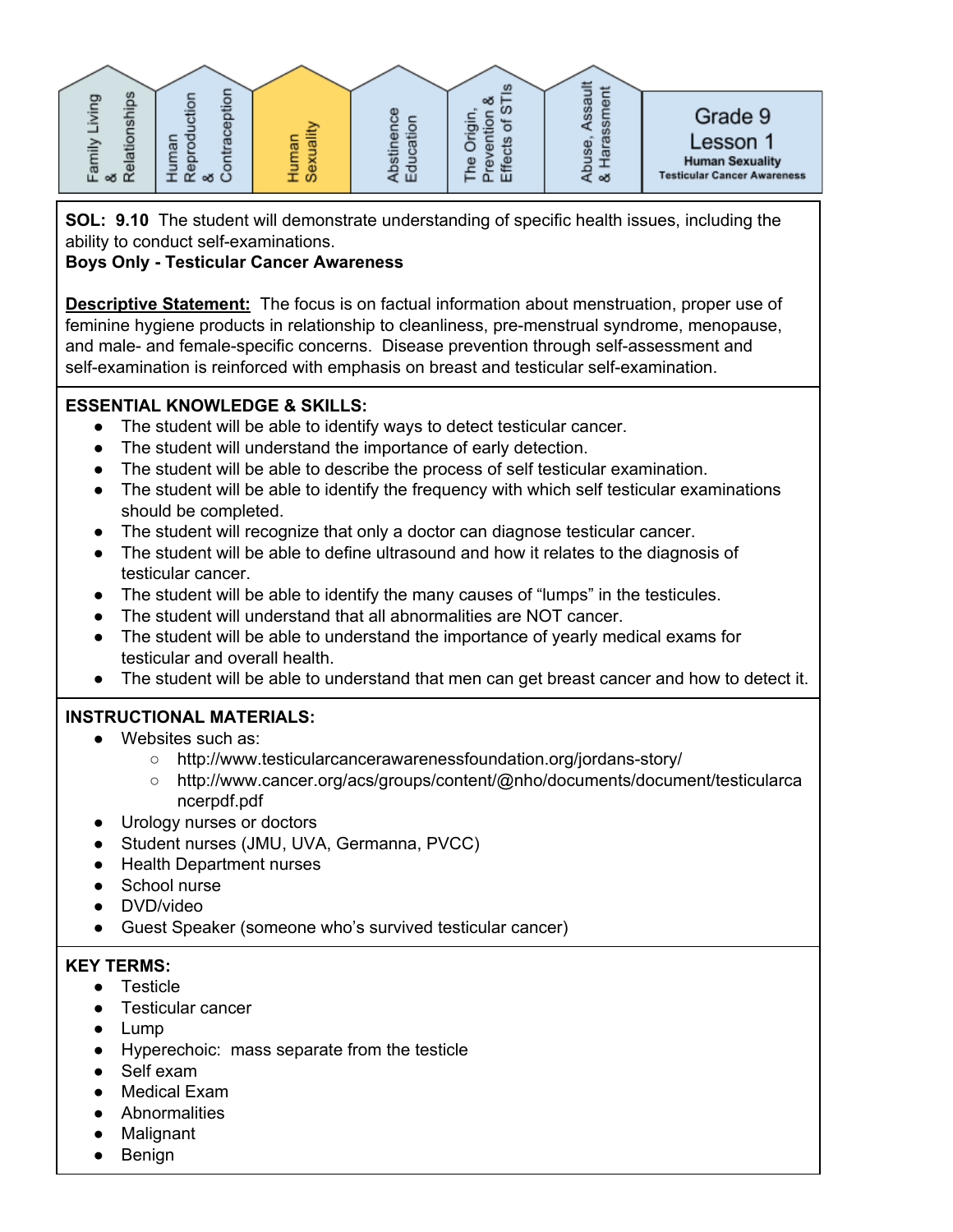Family Living & Relationships | Human Reproduction & Contraception | Human Sexuality | Abstinence Education | The Origin, Prevention & Effects of STIs | Abuse, Assault & Harassment

**Grade 9**
**Lesson 1**
**Human Sexuality**
**Testicular Cancer Awareness**

**SOL: 9.10** The student will demonstrate understanding of specific health issues, including the ability to conduct self-examinations.
**Boys Only - Testicular Cancer Awareness**

**Descriptive Statement:** The focus is on factual information about menstruation, proper use of feminine hygiene products in relationship to cleanliness, pre-menstrual syndrome, menopause, and male- and female-specific concerns. Disease prevention through self-assessment and self-examination is reinforced with emphasis on breast and testicular self-examination.

**ESSENTIAL KNOWLEDGE & SKILLS:**

- The student will be able to identify ways to detect testicular cancer.
- The student will understand the importance of early detection.
- The student will be able to describe the process of self testicular examination.
- The student will be able to identify the frequency with which self testicular examinations should be completed.
- The student will recognize that only a doctor can diagnose testicular cancer.
- The student will be able to define ultrasound and how it relates to the diagnosis of testicular cancer.
- The student will be able to identify the many causes of "lumps" in the testicules.
- The student will understand that all abnormalities are NOT cancer.
- The student will be able to understand the importance of yearly medical exams for testicular and overall health.
- The student will be able to understand that men can get breast cancer and how to detect it.

**INSTRUCTIONAL MATERIALS:**

- Websites such as:
  - http://www.testicularcancerawarenessfoundation.org/jordans-story/
  - http://www.cancer.org/acs/groups/content/@nho/documents/document/testicularcancerpdf.pdf
- Urology nurses or doctors
- Student nurses (JMU, UVA, Germanna, PVCC)
- Health Department nurses
- School nurse
- DVD/video
- Guest Speaker (someone who's survived testicular cancer)

**KEY TERMS:**

- Testicle
- Testicular cancer
- Lump
- Hyperechoic: mass separate from the testicle
- Self exam
- Medical Exam
- Abnormalities
- Malignant
- Benign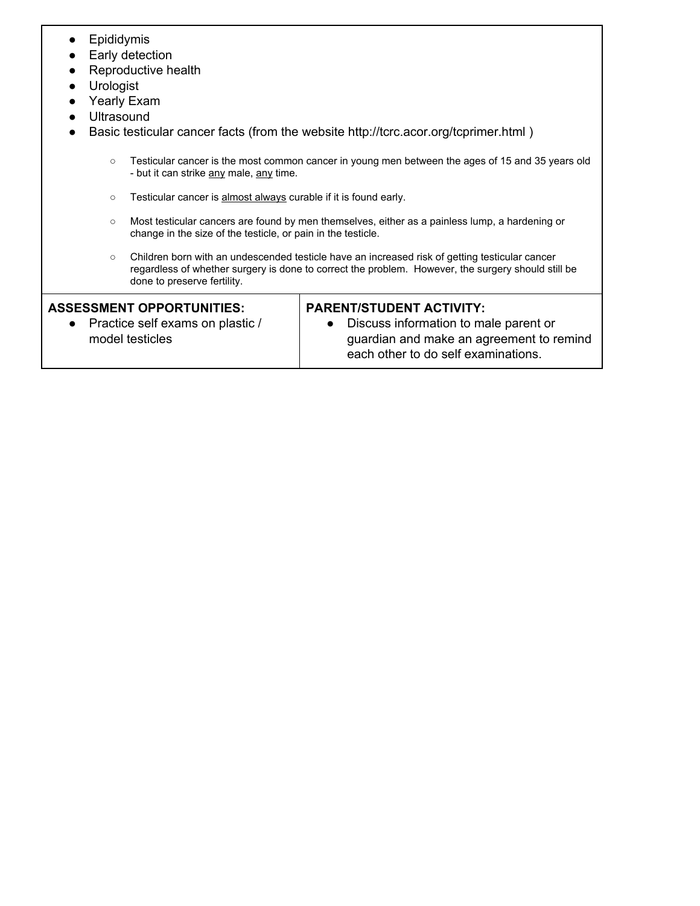- Epididymis
- Early detection
- Reproductive health
- Urologist
- Yearly Exam
- Ultrasound
- Basic testicular cancer facts (from the website http://tcrc.acor.org/tcprimer.html )
    - Testicular cancer is the most common cancer in young men between the ages of 15 and 35 years old - but it can strike <u>any</u> male, <u>any</u> time.
    - Testicular cancer is <u>almost always</u> curable if it is found early.
    - Most testicular cancers are found by men themselves, either as a painless lump, a hardening or change in the size of the testicle, or pain in the testicle.
    - Children born with an undescended testicle have an increased risk of getting testicular cancer regardless of whether surgery is done to correct the problem. However, the surgery should still be done to preserve fertility.

| **ASSESSMENT OPPORTUNITIES:** | **PARENT/STUDENT ACTIVITY:** |
| --- | --- |
| • Practice self exams on plastic / model testicles | • Discuss information to male parent or guardian and make an agreement to remind each other to do self examinations. |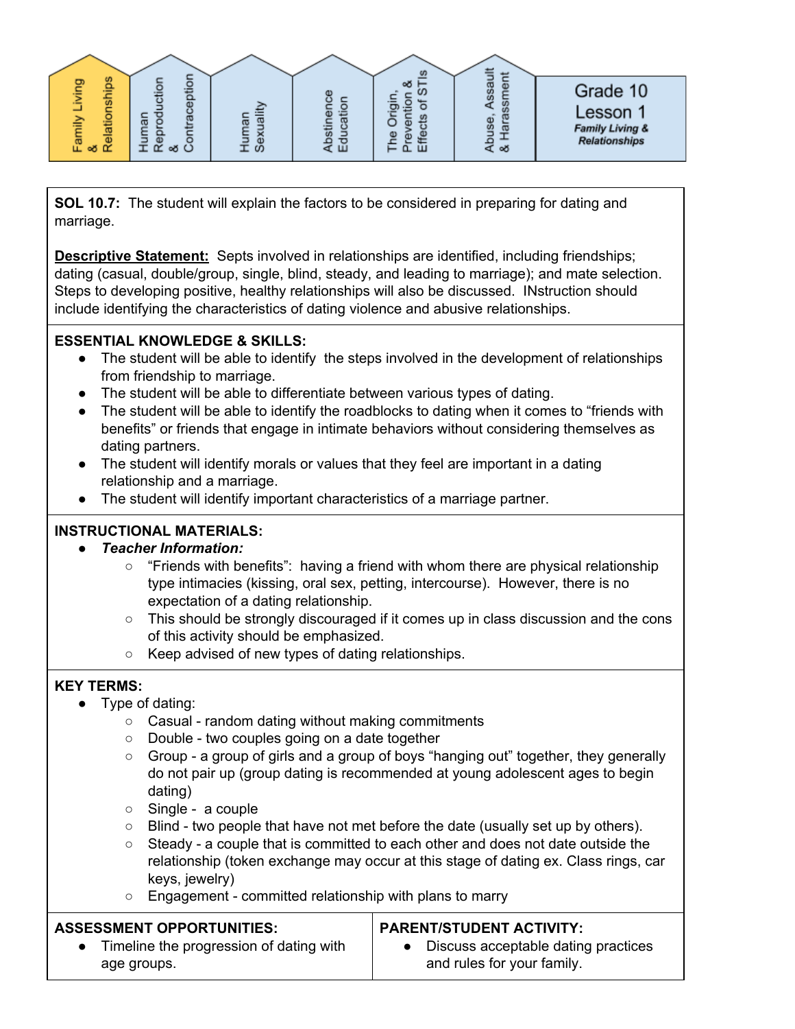Family Living & Relationships | Human Reproduction & Contraception | Human Sexuality | Abstinence Education | The Origin, Prevention & Effects of STIs | Abuse, Assault & Harassment

**Grade 10**
**Lesson 1**
***Family Living & Relationships***

**SOL 10.7:** The student will explain the factors to be considered in preparing for dating and marriage.

**Descriptive Statement:** Septs involved in relationships are identified, including friendships; dating (casual, double/group, single, blind, steady, and leading to marriage); and mate selection. Steps to developing positive, healthy relationships will also be discussed. INstruction should include identifying the characteristics of dating violence and abusive relationships.

**ESSENTIAL KNOWLEDGE & SKILLS:**

- The student will be able to identify the steps involved in the development of relationships from friendship to marriage.
- The student will be able to differentiate between various types of dating.
- The student will be able to identify the roadblocks to dating when it comes to "friends with benefits" or friends that engage in intimate behaviors without considering themselves as dating partners.
- The student will identify morals or values that they feel are important in a dating relationship and a marriage.
- The student will identify important characteristics of a marriage partner.

**INSTRUCTIONAL MATERIALS:**

- ***Teacher Information:***
  - "Friends with benefits": having a friend with whom there are physical relationship type intimacies (kissing, oral sex, petting, intercourse). However, there is no expectation of a dating relationship.
  - This should be strongly discouraged if it comes up in class discussion and the cons of this activity should be emphasized.
  - Keep advised of new types of dating relationships.

**KEY TERMS:**

- Type of dating:
  - Casual - random dating without making commitments
  - Double - two couples going on a date together
  - Group - a group of girls and a group of boys "hanging out" together, they generally do not pair up (group dating is recommended at young adolescent ages to begin dating)
  - Single - a couple
  - Blind - two people that have not met before the date (usually set up by others).
  - Steady - a couple that is committed to each other and does not date outside the relationship (token exchange may occur at this stage of dating ex. Class rings, car keys, jewelry)
  - Engagement - committed relationship with plans to marry

**ASSESSMENT OPPORTUNITIES:**

- Timeline the progression of dating with age groups.

**PARENT/STUDENT ACTIVITY:**

- Discuss acceptable dating practices and rules for your family.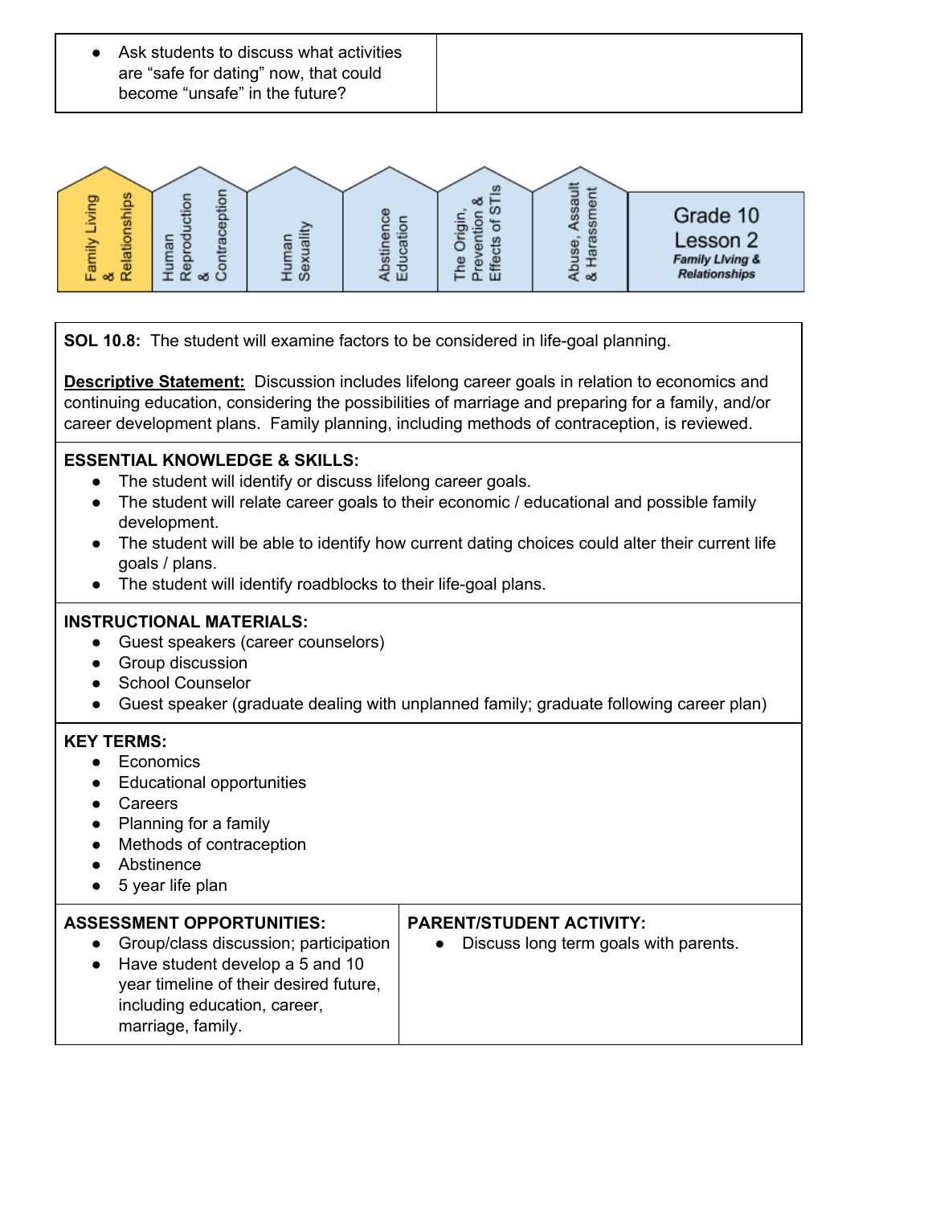| | |
|---|---|
| • Ask students to discuss what activities are "safe for dating" now, that could become "unsafe" in the future? | |

Family Living & Relationships | Human Reproduction & Contraception | Human Sexuality | Abstinence Education | The Origin, Prevention & Effects of STIs | Abuse, Assault & Harassment

## Grade 10 Lesson 2

***Family Living & Relationships***

**SOL 10.8:** The student will examine factors to be considered in life-goal planning.

**Descriptive Statement:** Discussion includes lifelong career goals in relation to economics and continuing education, considering the possibilities of marriage and preparing for a family, and/or career development plans. Family planning, including methods of contraception, is reviewed.

**ESSENTIAL KNOWLEDGE & SKILLS:**

- The student will identify or discuss lifelong career goals.
- The student will relate career goals to their economic / educational and possible family development.
- The student will be able to identify how current dating choices could alter their current life goals / plans.
- The student will identify roadblocks to their life-goal plans.

**INSTRUCTIONAL MATERIALS:**

- Guest speakers (career counselors)
- Group discussion
- School Counselor
- Guest speaker (graduate dealing with unplanned family; graduate following career plan)

**KEY TERMS:**

- Economics
- Educational opportunities
- Careers
- Planning for a family
- Methods of contraception
- Abstinence
- 5 year life plan

| **ASSESSMENT OPPORTUNITIES:** | **PARENT/STUDENT ACTIVITY:** |
|---|---|
| • Group/class discussion; participation<br>• Have student develop a 5 and 10 year timeline of their desired future, including education, career, marriage, family. | • Discuss long term goals with parents. |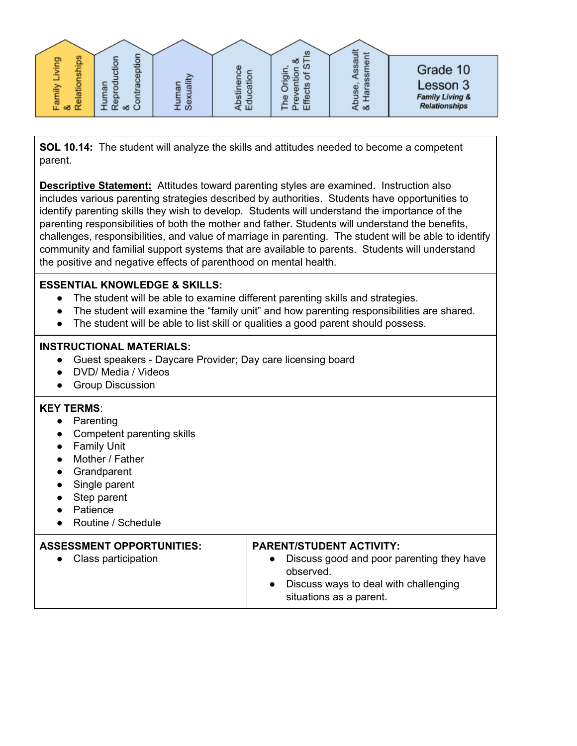| Family Living & Relationships | Human Reproduction & Contraception | Human Sexuality | Abstinence Education | The Origin, Prevention & Effects of STIs | Abuse, Assault & Harassment | Grade 10 Lesson 3 *Family Living & Relationships* |
| --- | --- | --- | --- | --- | --- | --- |

**SOL 10.14:** The student will analyze the skills and attitudes needed to become a competent parent.

**Descriptive Statement:** Attitudes toward parenting styles are examined. Instruction also includes various parenting strategies described by authorities. Students have opportunities to identify parenting skills they wish to develop. Students will understand the importance of the parenting responsibilities of both the mother and father. Students will understand the benefits, challenges, responsibilities, and value of marriage in parenting. The student will be able to identify community and familial support systems that are available to parents. Students will understand the positive and negative effects of parenthood on mental health.

**ESSENTIAL KNOWLEDGE & SKILLS:**

- The student will be able to examine different parenting skills and strategies.
- The student will examine the "family unit" and how parenting responsibilities are shared.
- The student will be able to list skill or qualities a good parent should possess.

**INSTRUCTIONAL MATERIALS:**

- Guest speakers - Daycare Provider; Day care licensing board
- DVD/ Media / Videos
- Group Discussion

**KEY TERMS**:

- Parenting
- Competent parenting skills
- Family Unit
- Mother / Father
- Grandparent
- Single parent
- Step parent
- Patience
- Routine / Schedule

| ASSESSMENT OPPORTUNITIES: | PARENT/STUDENT ACTIVITY: |
| --- | --- |
| • Class participation | • Discuss good and poor parenting they have observed.<br>• Discuss ways to deal with challenging situations as a parent. |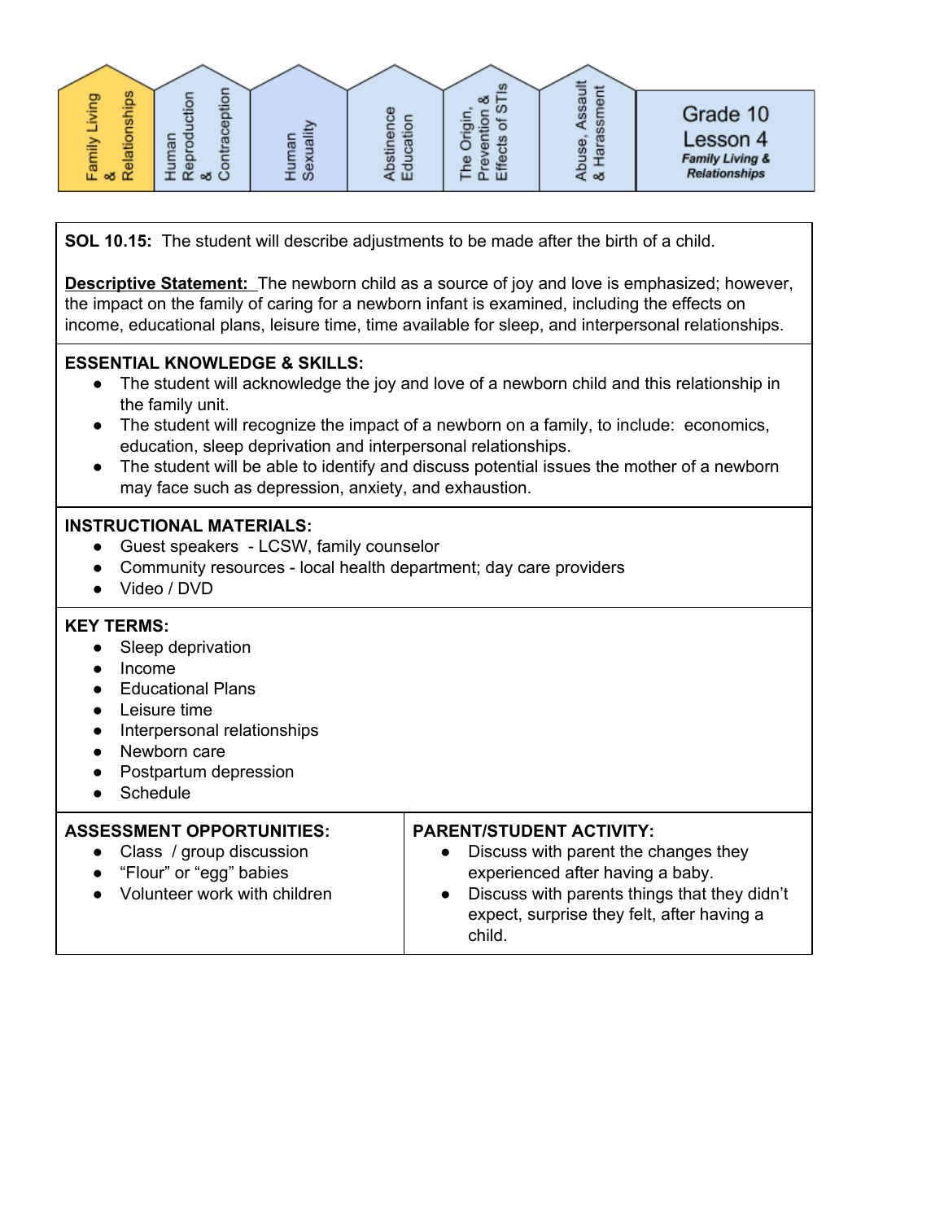| Family Living & Relationships | Human Reproduction & Contraception | Human Sexuality | Abstinence Education | The Origin, Prevention & Effects of STIs | Abuse, Assault & Harassment | Grade 10 Lesson 4 *Family Living & Relationships* |
|---|---|---|---|---|---|---|

**SOL 10.15:** The student will describe adjustments to be made after the birth of a child.

**Descriptive Statement:** The newborn child as a source of joy and love is emphasized; however, the impact on the family of caring for a newborn infant is examined, including the effects on income, educational plans, leisure time, time available for sleep, and interpersonal relationships.

**ESSENTIAL KNOWLEDGE & SKILLS:**

- The student will acknowledge the joy and love of a newborn child and this relationship in the family unit.
- The student will recognize the impact of a newborn on a family, to include: economics, education, sleep deprivation and interpersonal relationships.
- The student will be able to identify and discuss potential issues the mother of a newborn may face such as depression, anxiety, and exhaustion.

**INSTRUCTIONAL MATERIALS:**

- Guest speakers - LCSW, family counselor
- Community resources - local health department; day care providers
- Video / DVD

**KEY TERMS:**

- Sleep deprivation
- Income
- Educational Plans
- Leisure time
- Interpersonal relationships
- Newborn care
- Postpartum depression
- Schedule

**ASSESSMENT OPPORTUNITIES:**

- Class / group discussion
- "Flour" or "egg" babies
- Volunteer work with children

**PARENT/STUDENT ACTIVITY:**

- Discuss with parent the changes they experienced after having a baby.
- Discuss with parents things that they didn't expect, surprise they felt, after having a child.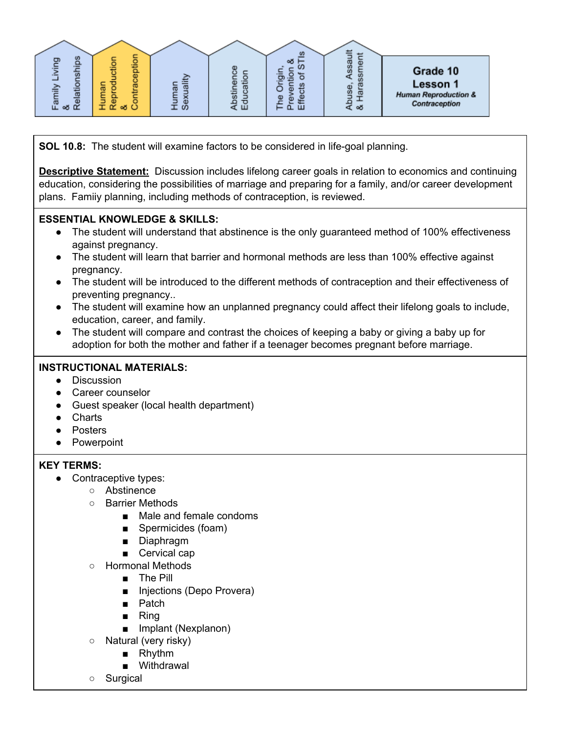Family Living & Relationships | Human Reproduction & Contraception | Human Sexuality | Abstinence Education | The Origin, Prevention & Effects of STIs | Abuse, Assault & Harassment

# Grade 10 Lesson 1

***Human Reproduction & Contraception***

**SOL 10.8:** The student will examine factors to be considered in life-goal planning.

**Descriptive Statement:** Discussion includes lifelong career goals in relation to economics and continuing education, considering the possibilities of marriage and preparing for a family, and/or career development plans. Famiiy planning, including methods of contraception, is reviewed.

**ESSENTIAL KNOWLEDGE & SKILLS:**

- The student will understand that abstinence is the only guaranteed method of 100% effectiveness against pregnancy.
- The student will learn that barrier and hormonal methods are less than 100% effective against pregnancy.
- The student will be introduced to the different methods of contraception and their effectiveness of preventing pregnancy..
- The student will examine how an unplanned pregnancy could affect their lifelong goals to include, education, career, and family.
- The student will compare and contrast the choices of keeping a baby or giving a baby up for adoption for both the mother and father if a teenager becomes pregnant before marriage.

**INSTRUCTIONAL MATERIALS:**

- Discussion
- Career counselor
- Guest speaker (local health department)
- Charts
- Posters
- Powerpoint

**KEY TERMS:**

- Contraceptive types:
  - Abstinence
  - Barrier Methods
    - Male and female condoms
    - Spermicides (foam)
    - Diaphragm
    - Cervical cap
  - Hormonal Methods
    - The Pill
    - Injections (Depo Provera)
    - Patch
    - Ring
    - Implant (Nexplanon)
  - Natural (very risky)
    - Rhythm
    - Withdrawal
  - Surgical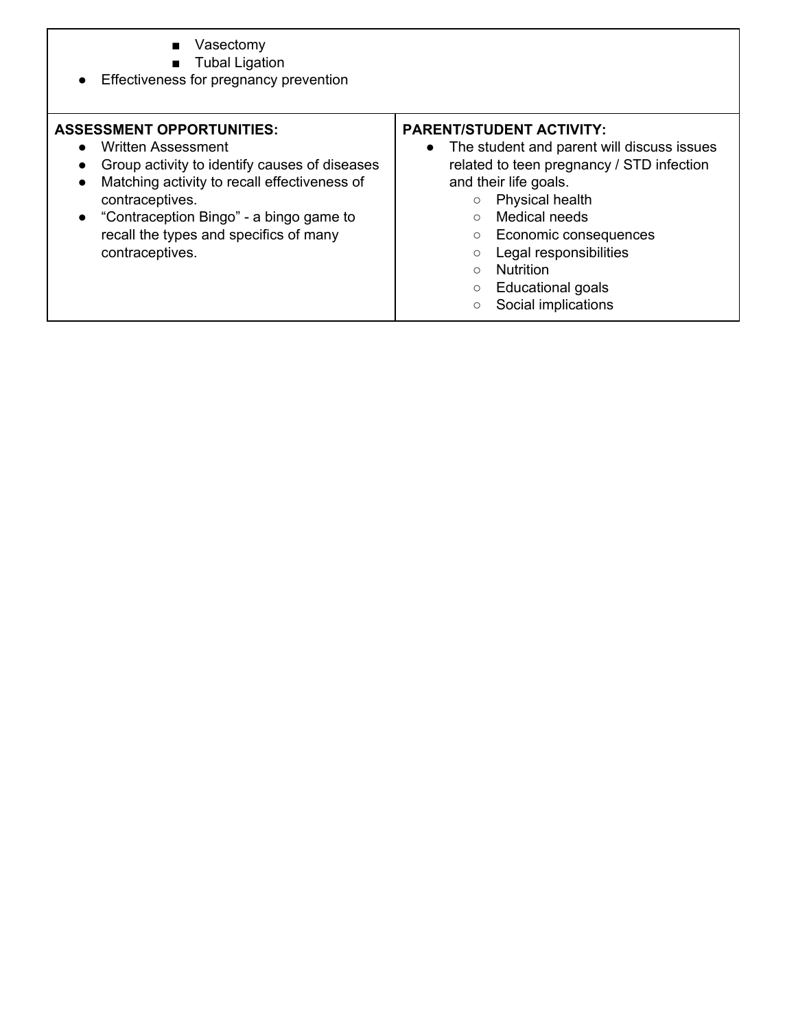- Vasectomy
- Tubal Ligation

- Effectiveness for pregnancy prevention

**ASSESSMENT OPPORTUNITIES:**

- Written Assessment
- Group activity to identify causes of diseases
- Matching activity to recall effectiveness of contraceptives.
- “Contraception Bingo” - a bingo game to recall the types and specifics of many contraceptives.

**PARENT/STUDENT ACTIVITY:**

- The student and parent will discuss issues related to teen pregnancy / STD infection and their life goals.
    - Physical health
    - Medical needs
    - Economic consequences
    - Legal responsibilities
    - Nutrition
    - Educational goals
    - Social implications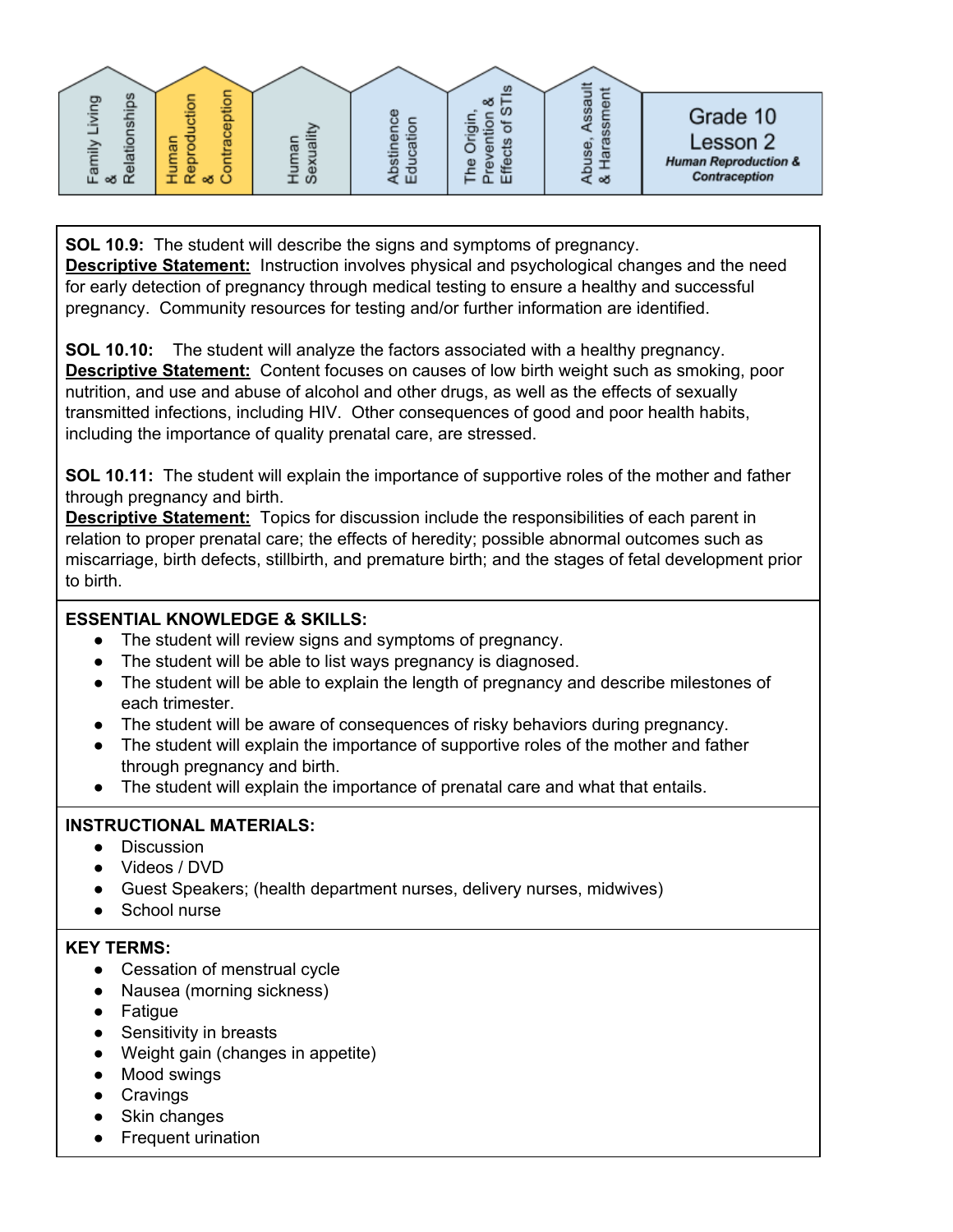Family Living & Relationships | Human Reproduction & Contraception | Human Sexuality | Abstinence Education | The Origin, Prevention & Effects of STIs | Abuse, Assault & Harassment

# Grade 10 Lesson 2

***Human Reproduction & Contraception***

**SOL 10.9:** The student will describe the signs and symptoms of pregnancy.
**Descriptive Statement:** Instruction involves physical and psychological changes and the need for early detection of pregnancy through medical testing to ensure a healthy and successful pregnancy. Community resources for testing and/or further information are identified.

**SOL 10.10:** The student will analyze the factors associated with a healthy pregnancy.
**Descriptive Statement:** Content focuses on causes of low birth weight such as smoking, poor nutrition, and use and abuse of alcohol and other drugs, as well as the effects of sexually transmitted infections, including HIV. Other consequences of good and poor health habits, including the importance of quality prenatal care, are stressed.

**SOL 10.11:** The student will explain the importance of supportive roles of the mother and father through pregnancy and birth.
**Descriptive Statement:** Topics for discussion include the responsibilities of each parent in relation to proper prenatal care; the effects of heredity; possible abnormal outcomes such as miscarriage, birth defects, stillbirth, and premature birth; and the stages of fetal development prior to birth.

**ESSENTIAL KNOWLEDGE & SKILLS:**

- The student will review signs and symptoms of pregnancy.
- The student will be able to list ways pregnancy is diagnosed.
- The student will be able to explain the length of pregnancy and describe milestones of each trimester.
- The student will be aware of consequences of risky behaviors during pregnancy.
- The student will explain the importance of supportive roles of the mother and father through pregnancy and birth.
- The student will explain the importance of prenatal care and what that entails.

**INSTRUCTIONAL MATERIALS:**

- Discussion
- Videos / DVD
- Guest Speakers; (health department nurses, delivery nurses, midwives)
- School nurse

**KEY TERMS:**

- Cessation of menstrual cycle
- Nausea (morning sickness)
- Fatigue
- Sensitivity in breasts
- Weight gain (changes in appetite)
- Mood swings
- Cravings
- Skin changes
- Frequent urination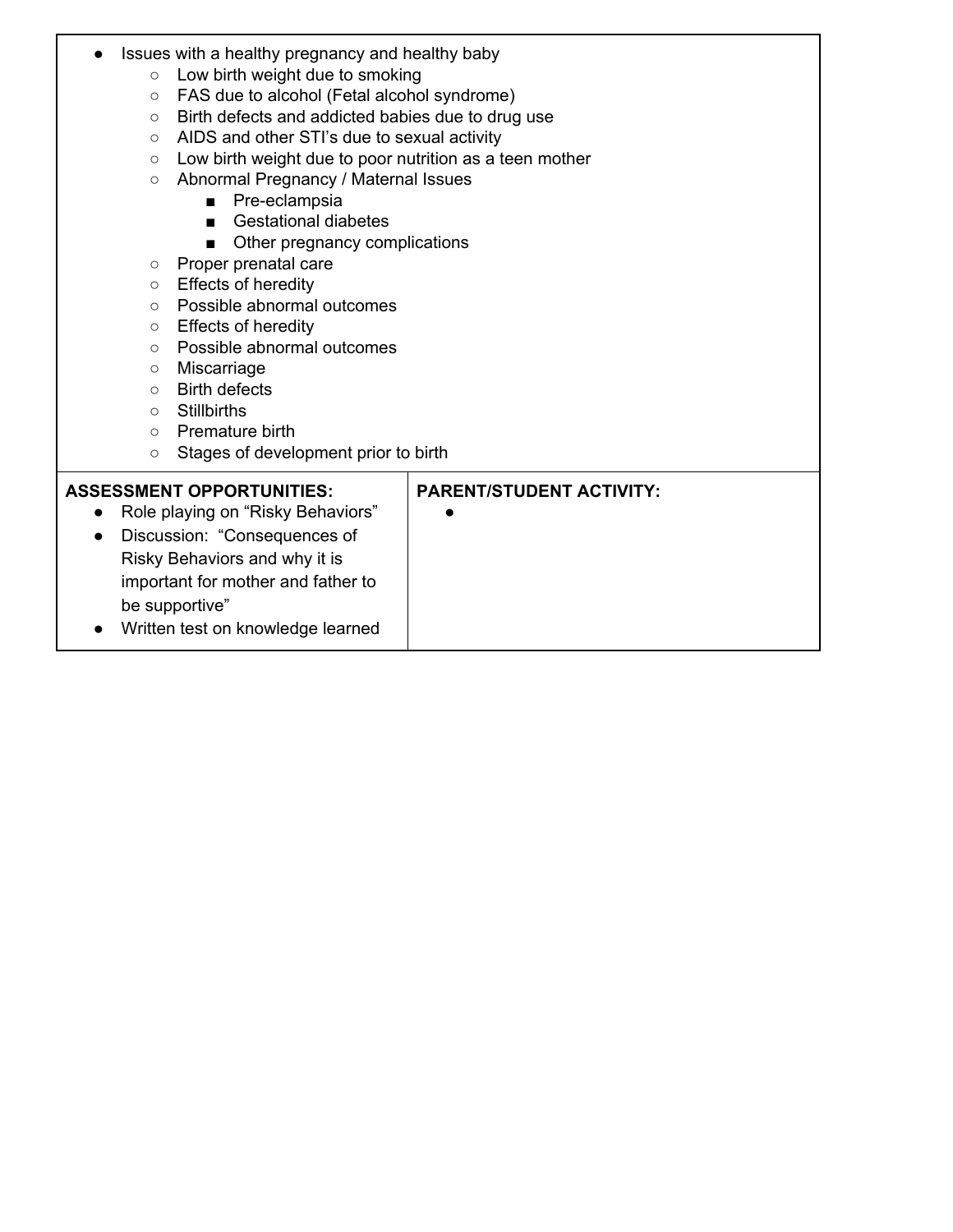- Issues with a healthy pregnancy and healthy baby
  - Low birth weight due to smoking
  - FAS due to alcohol (Fetal alcohol syndrome)
  - Birth defects and addicted babies due to drug use
  - AIDS and other STI's due to sexual activity
  - Low birth weight due to poor nutrition as a teen mother
  - Abnormal Pregnancy / Maternal Issues
    - Pre-eclampsia
    - Gestational diabetes
    - Other pregnancy complications
  - Proper prenatal care
  - Effects of heredity
  - Possible abnormal outcomes
  - Effects of heredity
  - Possible abnormal outcomes
  - Miscarriage
  - Birth defects
  - Stillbirths
  - Premature birth
  - Stages of development prior to birth

| **ASSESSMENT OPPORTUNITIES:** | **PARENT/STUDENT ACTIVITY:** |
|---|---|
| • Role playing on "Risky Behaviors"<br>• Discussion: "Consequences of Risky Behaviors and why it is important for mother and father to be supportive"<br>• Written test on knowledge learned | • |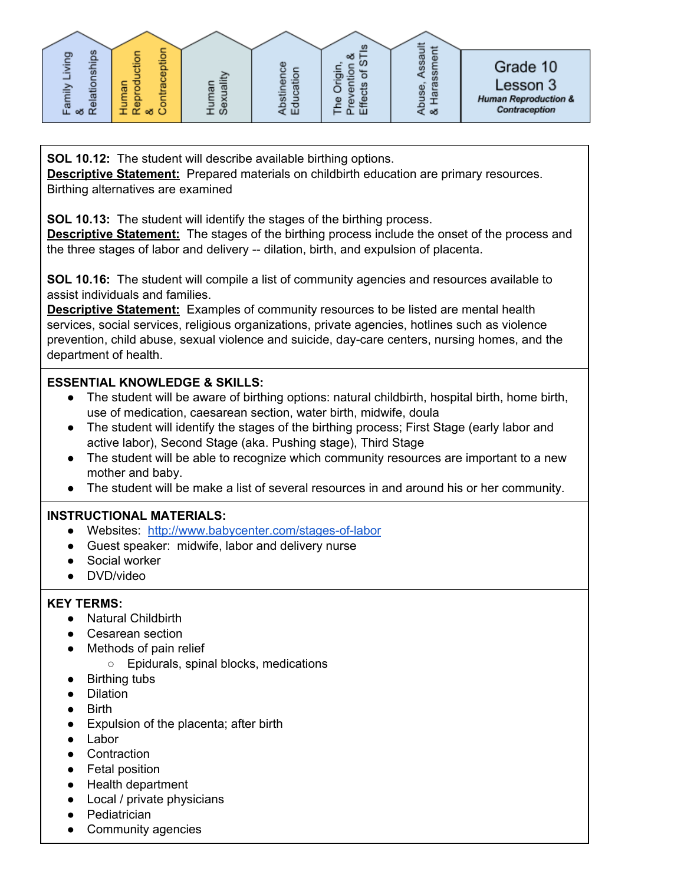Family Living & Relationships | Human Reproduction & Contraception | Human Sexuality | Abstinence Education | The Origin, Prevention & Effects of STIs | Abuse, Assault & Harassment

# Grade 10 Lesson 3

***Human Reproduction & Contraception***

**SOL 10.12:** The student will describe available birthing options.
**Descriptive Statement:** Prepared materials on childbirth education are primary resources. Birthing alternatives are examined

**SOL 10.13:** The student will identify the stages of the birthing process.
**Descriptive Statement:** The stages of the birthing process include the onset of the process and the three stages of labor and delivery -- dilation, birth, and expulsion of placenta.

**SOL 10.16:** The student will compile a list of community agencies and resources available to assist individuals and families.
**Descriptive Statement:** Examples of community resources to be listed are mental health services, social services, religious organizations, private agencies, hotlines such as violence prevention, child abuse, sexual violence and suicide, day-care centers, nursing homes, and the department of health.

**ESSENTIAL KNOWLEDGE & SKILLS:**

- The student will be aware of birthing options: natural childbirth, hospital birth, home birth, use of medication, caesarean section, water birth, midwife, doula
- The student will identify the stages of the birthing process; First Stage (early labor and active labor), Second Stage (aka. Pushing stage), Third Stage
- The student will be able to recognize which community resources are important to a new mother and baby.
- The student will be make a list of several resources in and around his or her community.

**INSTRUCTIONAL MATERIALS:**

- Websites: http://www.babycenter.com/stages-of-labor
- Guest speaker: midwife, labor and delivery nurse
- Social worker
- DVD/video

**KEY TERMS:**

- Natural Childbirth
- Cesarean section
- Methods of pain relief
  - Epidurals, spinal blocks, medications
- Birthing tubs
- Dilation
- Birth
- Expulsion of the placenta; after birth
- Labor
- Contraction
- Fetal position
- Health department
- Local / private physicians
- Pediatrician
- Community agencies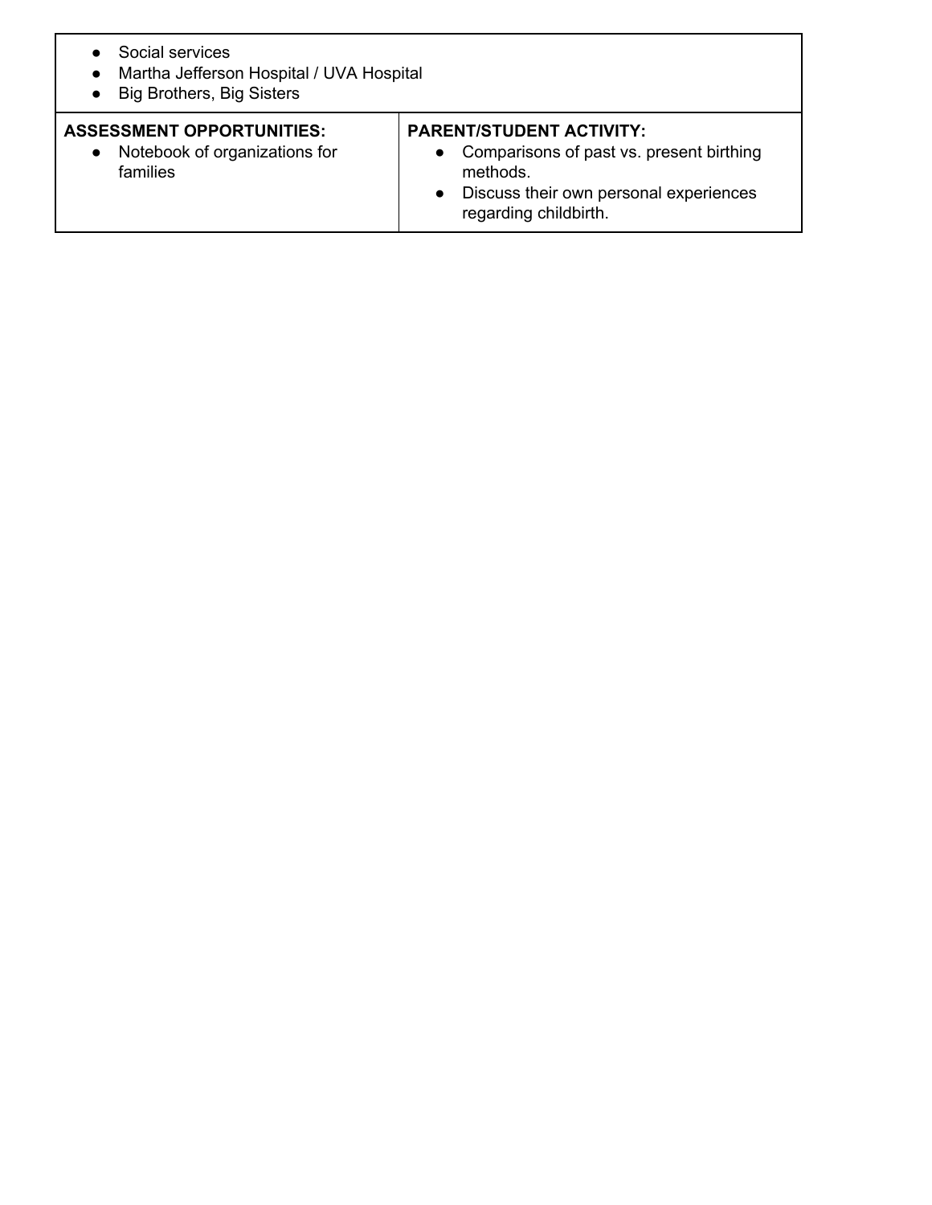| | |
|---|---|
| • Social services<br>• Martha Jefferson Hospital / UVA Hospital<br>• Big Brothers, Big Sisters | |
| **ASSESSMENT OPPORTUNITIES:**<br>• Notebook of organizations for families | **PARENT/STUDENT ACTIVITY:**<br>• Comparisons of past vs. present birthing methods.<br>• Discuss their own personal experiences regarding childbirth. |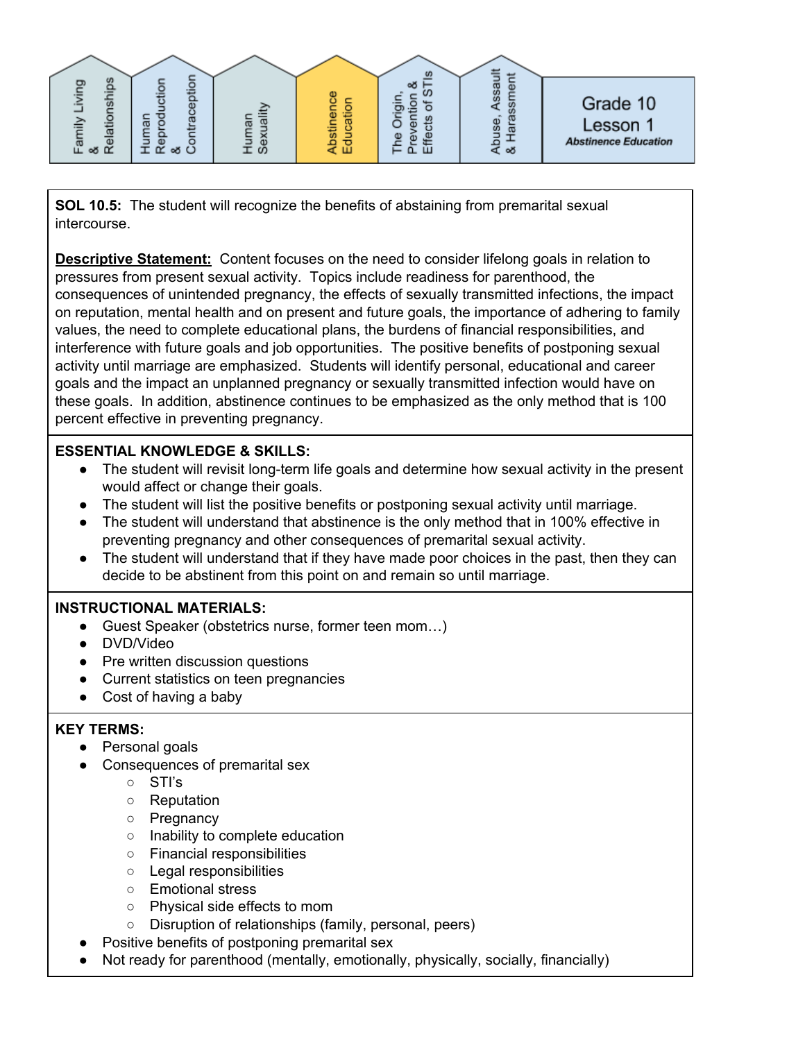Family Living & Relationships | Human Reproduction & Contraception | Human Sexuality | Abstinence Education | The Origin, Prevention & Effects of STIs | Abuse, Assault & Harassment

# Grade 10 Lesson 1

***Abstinence Education***

**SOL 10.5:** The student will recognize the benefits of abstaining from premarital sexual intercourse.

**Descriptive Statement:** Content focuses on the need to consider lifelong goals in relation to pressures from present sexual activity. Topics include readiness for parenthood, the consequences of unintended pregnancy, the effects of sexually transmitted infections, the impact on reputation, mental health and on present and future goals, the importance of adhering to family values, the need to complete educational plans, the burdens of financial responsibilities, and interference with future goals and job opportunities. The positive benefits of postponing sexual activity until marriage are emphasized. Students will identify personal, educational and career goals and the impact an unplanned pregnancy or sexually transmitted infection would have on these goals. In addition, abstinence continues to be emphasized as the only method that is 100 percent effective in preventing pregnancy.

**ESSENTIAL KNOWLEDGE & SKILLS:**

- The student will revisit long-term life goals and determine how sexual activity in the present would affect or change their goals.
- The student will list the positive benefits or postponing sexual activity until marriage.
- The student will understand that abstinence is the only method that in 100% effective in preventing pregnancy and other consequences of premarital sexual activity.
- The student will understand that if they have made poor choices in the past, then they can decide to be abstinent from this point on and remain so until marriage.

**INSTRUCTIONAL MATERIALS:**

- Guest Speaker (obstetrics nurse, former teen mom…)
- DVD/Video
- Pre written discussion questions
- Current statistics on teen pregnancies
- Cost of having a baby

**KEY TERMS:**

- Personal goals
- Consequences of premarital sex
  - STI's
  - Reputation
  - Pregnancy
  - Inability to complete education
  - Financial responsibilities
  - Legal responsibilities
  - Emotional stress
  - Physical side effects to mom
  - Disruption of relationships (family, personal, peers)
- Positive benefits of postponing premarital sex
- Not ready for parenthood (mentally, emotionally, physically, socially, financially)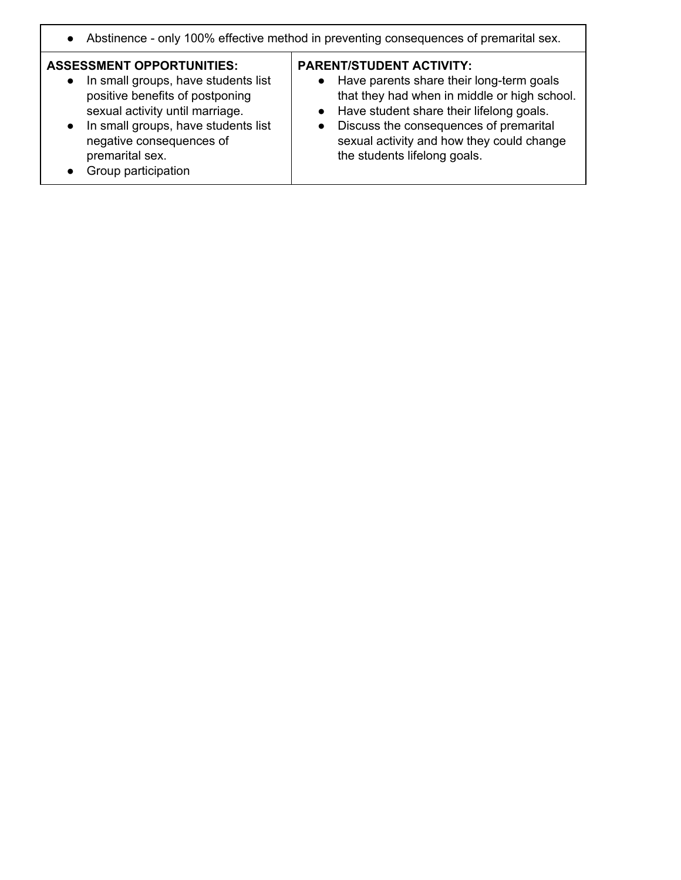| | |
|---|---|
| • Abstinence - only 100% effective method in preventing consequences of premarital sex. | |
| **ASSESSMENT OPPORTUNITIES:**<br>• In small groups, have students list positive benefits of postponing sexual activity until marriage.<br>• In small groups, have students list negative consequences of premarital sex.<br>• Group participation | **PARENT/STUDENT ACTIVITY:**<br>• Have parents share their long-term goals that they had when in middle or high school.<br>• Have student share their lifelong goals.<br>• Discuss the consequences of premarital sexual activity and how they could change the students lifelong goals. |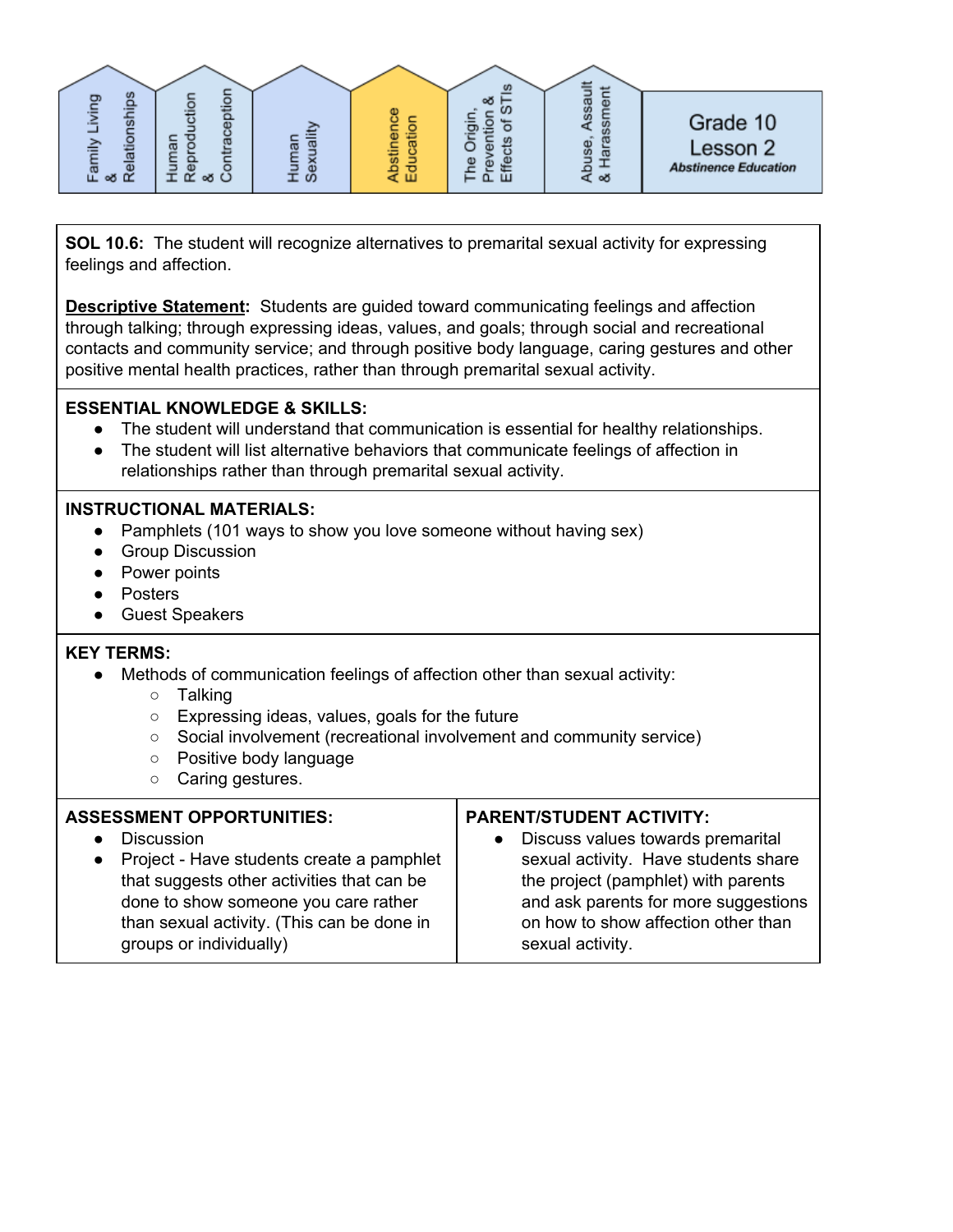| Family Living & Relationships | Human Reproduction & Contraception | Human Sexuality | Abstinence Education | The Origin, Prevention & Effects of STIs | Abuse, Assault & Harassment | Grade 10 Lesson 2 *Abstinence Education* |
|---|---|---|---|---|---|---|

**SOL 10.6:** The student will recognize alternatives to premarital sexual activity for expressing feelings and affection.

**Descriptive Statement:** Students are guided toward communicating feelings and affection through talking; through expressing ideas, values, and goals; through social and recreational contacts and community service; and through positive body language, caring gestures and other positive mental health practices, rather than through premarital sexual activity.

**ESSENTIAL KNOWLEDGE & SKILLS:**

- The student will understand that communication is essential for healthy relationships.
- The student will list alternative behaviors that communicate feelings of affection in relationships rather than through premarital sexual activity.

**INSTRUCTIONAL MATERIALS:**

- Pamphlets (101 ways to show you love someone without having sex)
- Group Discussion
- Power points
- Posters
- Guest Speakers

**KEY TERMS:**

- Methods of communication feelings of affection other than sexual activity:
  - Talking
  - Expressing ideas, values, goals for the future
  - Social involvement (recreational involvement and community service)
  - Positive body language
  - Caring gestures.

**ASSESSMENT OPPORTUNITIES:**

- Discussion
- Project - Have students create a pamphlet that suggests other activities that can be done to show someone you care rather than sexual activity. (This can be done in groups or individually)

**PARENT/STUDENT ACTIVITY:**

- Discuss values towards premarital sexual activity. Have students share the project (pamphlet) with parents and ask parents for more suggestions on how to show affection other than sexual activity.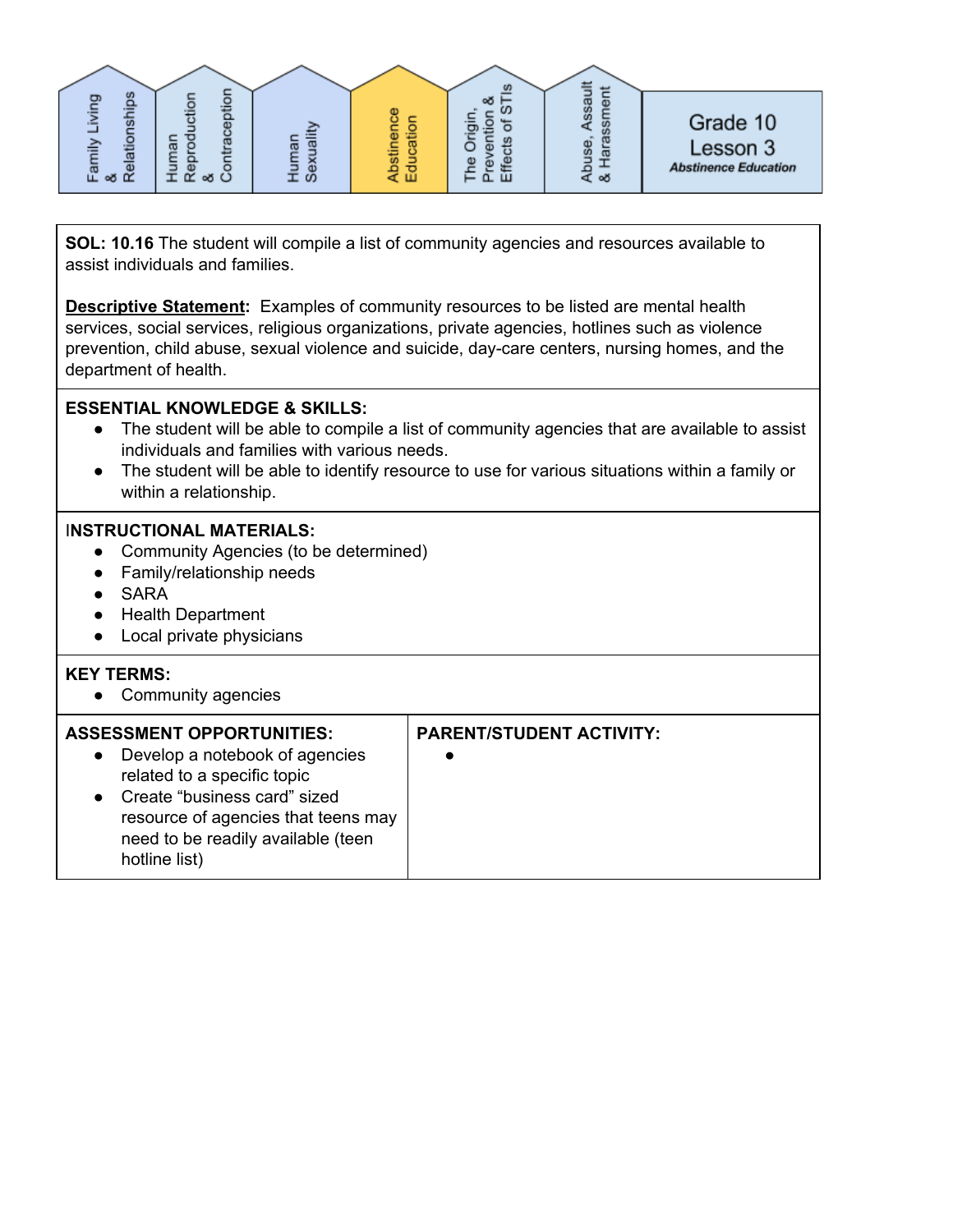| Family Living & Relationships | Human Reproduction & Contraception | Human Sexuality | Abstinence Education | The Origin, Prevention & Effects of STIs | Abuse, Assault & Harassment | Grade 10 Lesson 3 *Abstinence Education* |
|---|---|---|---|---|---|---|

**SOL: 10.16** The student will compile a list of community agencies and resources available to assist individuals and families.

**Descriptive Statement:** Examples of community resources to be listed are mental health services, social services, religious organizations, private agencies, hotlines such as violence prevention, child abuse, sexual violence and suicide, day-care centers, nursing homes, and the department of health.

**ESSENTIAL KNOWLEDGE & SKILLS:**

- The student will be able to compile a list of community agencies that are available to assist individuals and families with various needs.
- The student will be able to identify resource to use for various situations within a family or within a relationship.

**INSTRUCTIONAL MATERIALS:**

- Community Agencies (to be determined)
- Family/relationship needs
- SARA
- Health Department
- Local private physicians

**KEY TERMS:**

- Community agencies

| ASSESSMENT OPPORTUNITIES: | PARENT/STUDENT ACTIVITY: |
|---|---|
| • Develop a notebook of agencies related to a specific topic<br>• Create "business card" sized resource of agencies that teens may need to be readily available (teen hotline list) | • |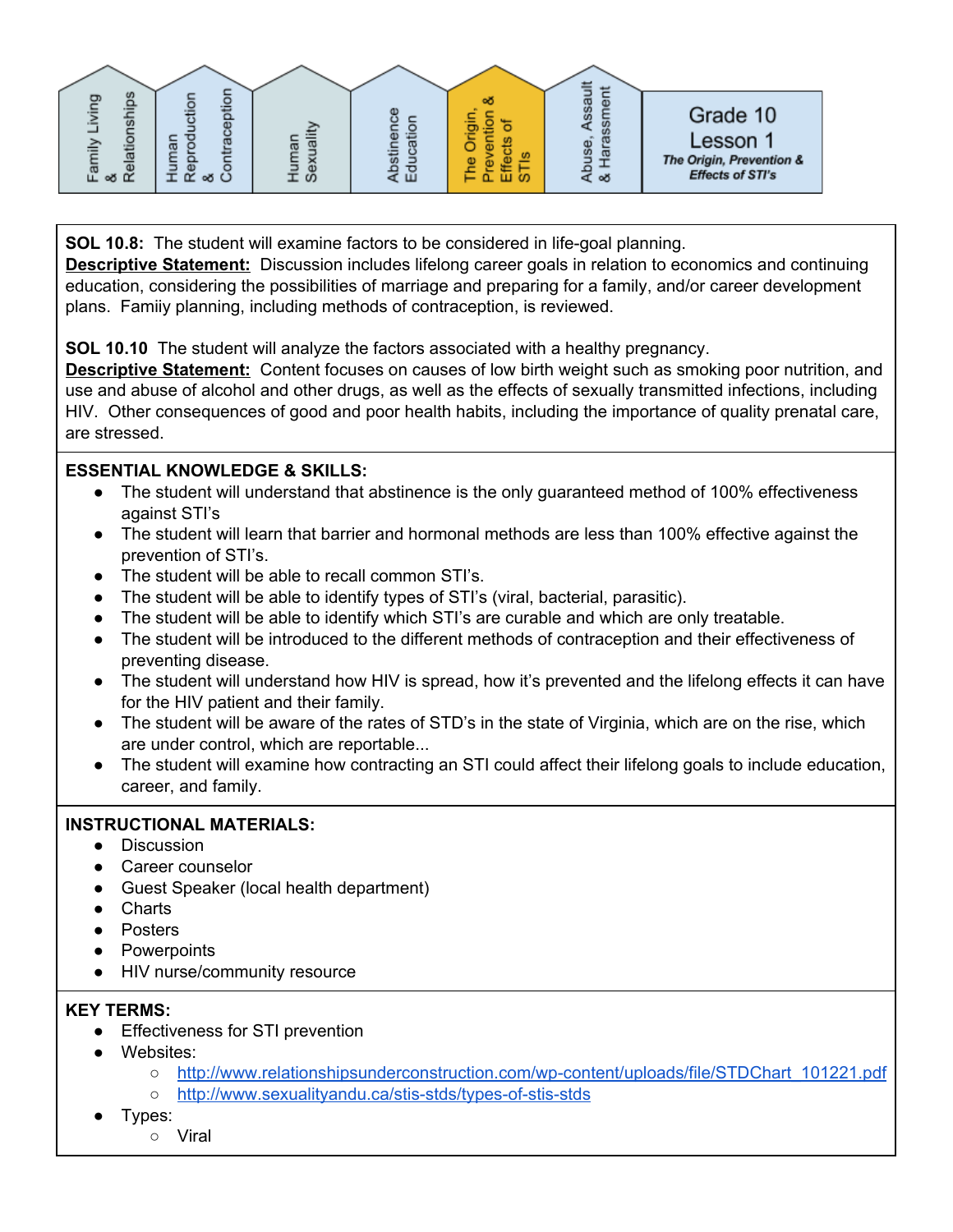Family Living & Relationships | Human Reproduction & Contraception | Human Sexuality | Abstinence Education | The Origin, Prevention & Effects of STIs | Abuse, Assault & Harassment

## Grade 10 Lesson 1

***The Origin, Prevention & Effects of STI's***

**SOL 10.8:** The student will examine factors to be considered in life-goal planning.
**Descriptive Statement:** Discussion includes lifelong career goals in relation to economics and continuing education, considering the possibilities of marriage and preparing for a family, and/or career development plans. Famiiy planning, including methods of contraception, is reviewed.

**SOL 10.10** The student will analyze the factors associated with a healthy pregnancy.
**Descriptive Statement:** Content focuses on causes of low birth weight such as smoking poor nutrition, and use and abuse of alcohol and other drugs, as well as the effects of sexually transmitted infections, including HIV. Other consequences of good and poor health habits, including the importance of quality prenatal care, are stressed.

**ESSENTIAL KNOWLEDGE & SKILLS:**

- The student will understand that abstinence is the only guaranteed method of 100% effectiveness against STI's
- The student will learn that barrier and hormonal methods are less than 100% effective against the prevention of STI's.
- The student will be able to recall common STI's.
- The student will be able to identify types of STI's (viral, bacterial, parasitic).
- The student will be able to identify which STI's are curable and which are only treatable.
- The student will be introduced to the different methods of contraception and their effectiveness of preventing disease.
- The student will understand how HIV is spread, how it's prevented and the lifelong effects it can have for the HIV patient and their family.
- The student will be aware of the rates of STD's in the state of Virginia, which are on the rise, which are under control, which are reportable...
- The student will examine how contracting an STI could affect their lifelong goals to include education, career, and family.

**INSTRUCTIONAL MATERIALS:**

- Discussion
- Career counselor
- Guest Speaker (local health department)
- Charts
- Posters
- Powerpoints
- HIV nurse/community resource

**KEY TERMS:**

- Effectiveness for STI prevention
- Websites:
  - http://www.relationshipsunderconstruction.com/wp-content/uploads/file/STDChart_101221.pdf
  - http://www.sexualityandu.ca/stis-stds/types-of-stis-stds
- Types:
  - Viral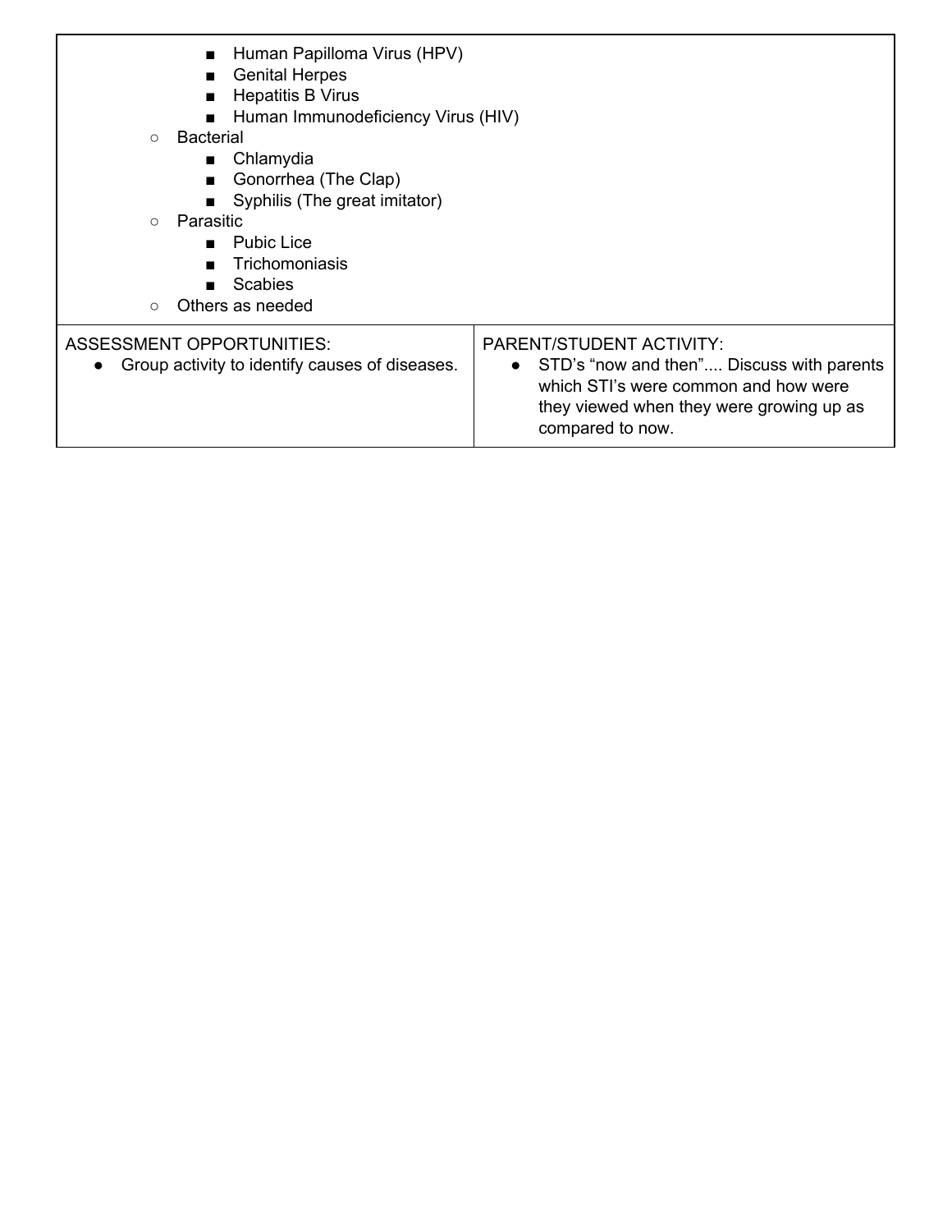- Human Papilloma Virus (HPV)
        - Genital Herpes
        - Hepatitis B Virus
        - Human Immunodeficiency Virus (HIV)
    - Bacterial
        - Chlamydia
        - Gonorrhea (The Clap)
        - Syphilis (The great imitator)
    - Parasitic
        - Pubic Lice
        - Trichomoniasis
        - Scabies
    - Others as needed

| ASSESSMENT OPPORTUNITIES: | PARENT/STUDENT ACTIVITY: |
| --- | --- |
| • Group activity to identify causes of diseases. | • STD's "now and then".... Discuss with parents which STI's were common and how were they viewed when they were growing up as compared to now. |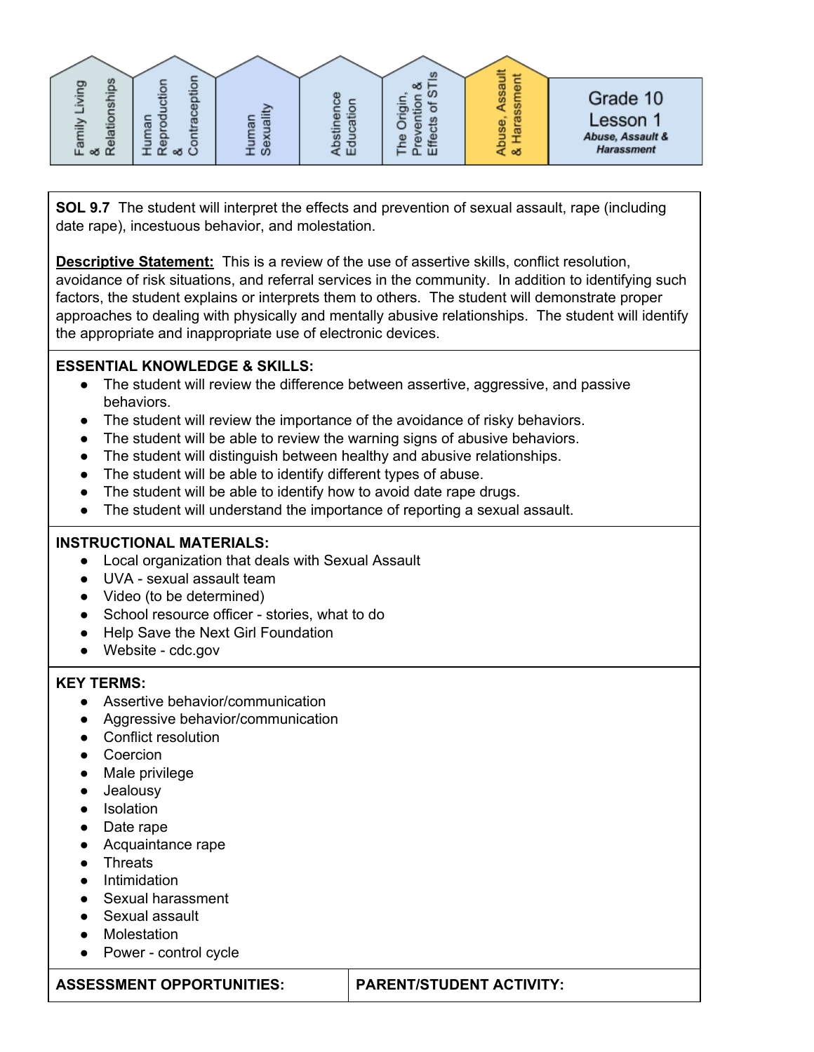| Family Living & Relationships | Human Reproduction & Contraception | Human Sexuality | Abstinence Education | The Origin, Prevention & Effects of STIs | Abuse, Assault & Harassment | Grade 10 Lesson 1 *Abuse, Assault & Harassment* |
|---|---|---|---|---|---|---|

**SOL 9.7** The student will interpret the effects and prevention of sexual assault, rape (including date rape), incestuous behavior, and molestation.

**Descriptive Statement:** This is a review of the use of assertive skills, conflict resolution, avoidance of risk situations, and referral services in the community. In addition to identifying such factors, the student explains or interprets them to others. The student will demonstrate proper approaches to dealing with physically and mentally abusive relationships. The student will identify the appropriate and inappropriate use of electronic devices.

**ESSENTIAL KNOWLEDGE & SKILLS:**

- The student will review the difference between assertive, aggressive, and passive behaviors.
- The student will review the importance of the avoidance of risky behaviors.
- The student will be able to review the warning signs of abusive behaviors.
- The student will distinguish between healthy and abusive relationships.
- The student will be able to identify different types of abuse.
- The student will be able to identify how to avoid date rape drugs.
- The student will understand the importance of reporting a sexual assault.

**INSTRUCTIONAL MATERIALS:**

- Local organization that deals with Sexual Assault
- UVA - sexual assault team
- Video (to be determined)
- School resource officer - stories, what to do
- Help Save the Next Girl Foundation
- Website - cdc.gov

**KEY TERMS:**

- Assertive behavior/communication
- Aggressive behavior/communication
- Conflict resolution
- Coercion
- Male privilege
- Jealousy
- Isolation
- Date rape
- Acquaintance rape
- Threats
- Intimidation
- Sexual harassment
- Sexual assault
- Molestation
- Power - control cycle

| **ASSESSMENT OPPORTUNITIES:** | **PARENT/STUDENT ACTIVITY:** |
|---|---|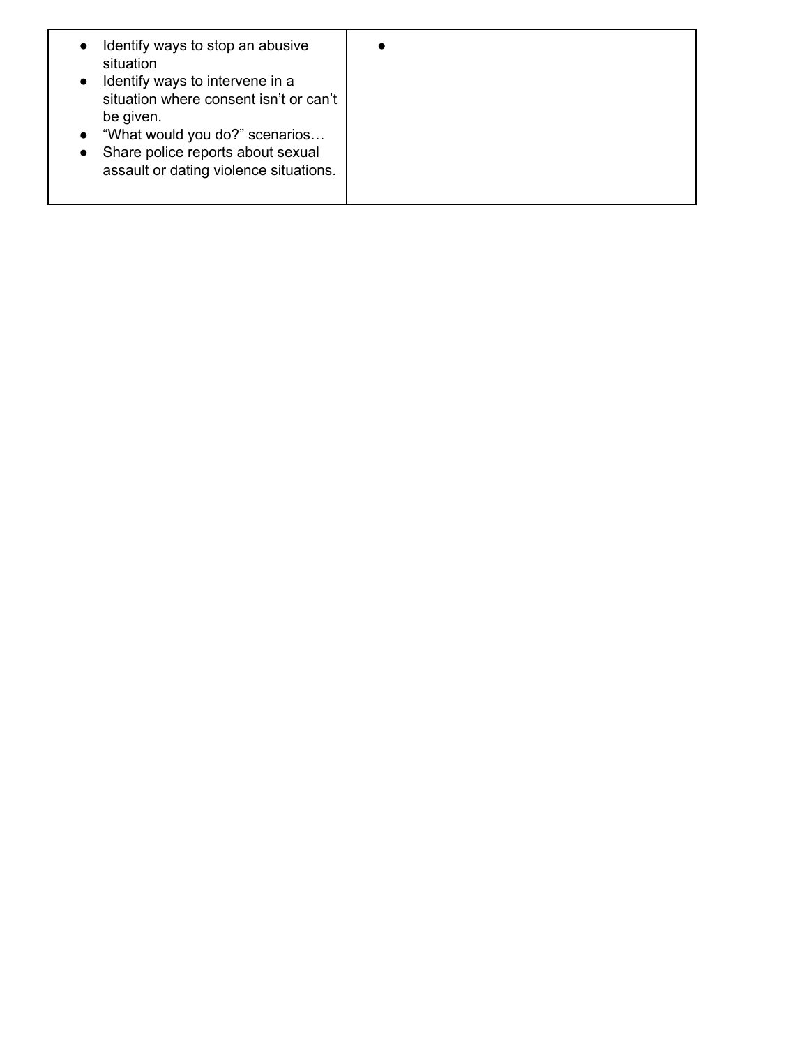| | |
|---|---|
| • Identify ways to stop an abusive situation<br>• Identify ways to intervene in a situation where consent isn't or can't be given.<br>• "What would you do?" scenarios…<br>• Share police reports about sexual assault or dating violence situations. | • |